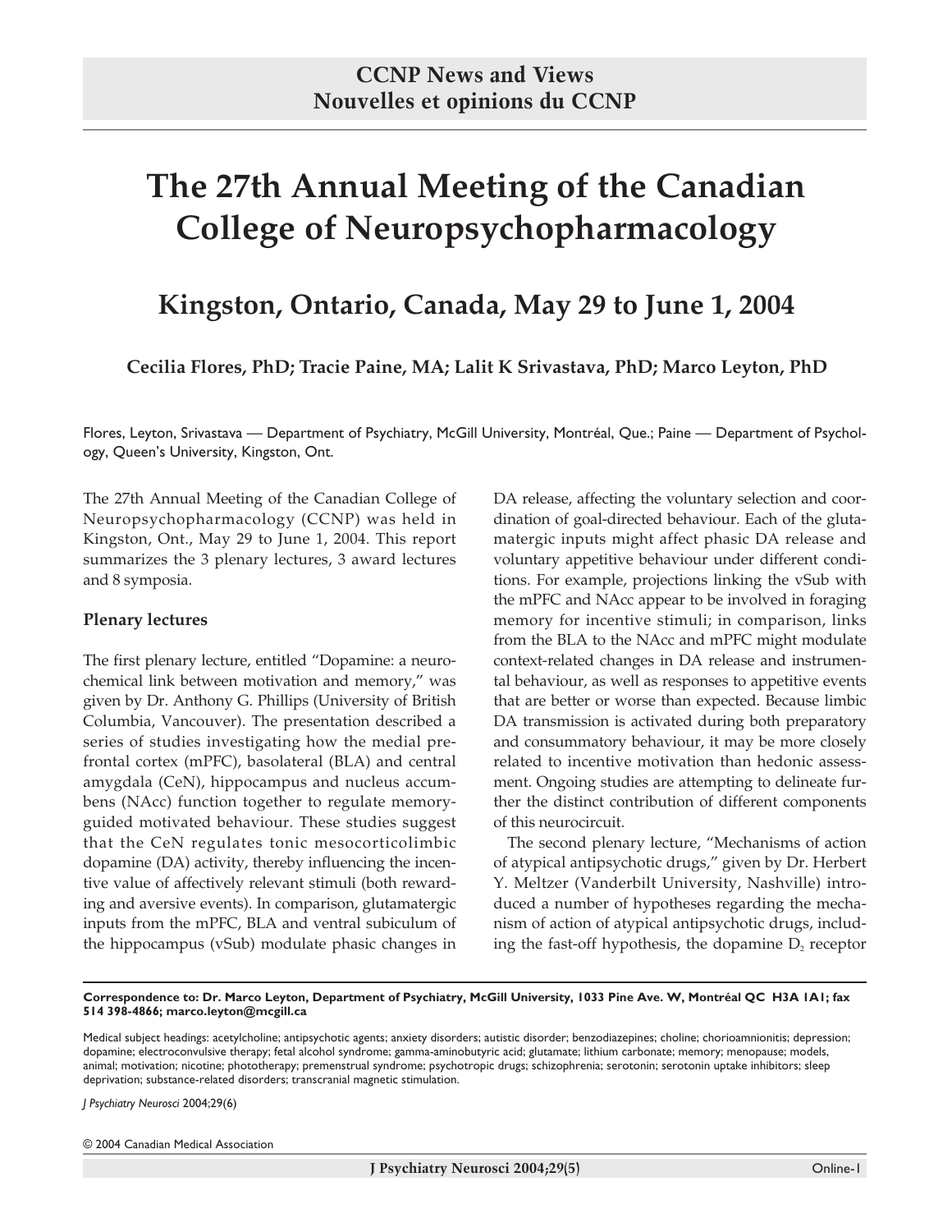# The 27th Annual Meeting of the Canadian College of Neuropsychopharmacology

## Kingston, Ontario, Canada, May 29 to June 1, 2004

**Cecilia Flores, PhD; Tracie Paine, MA; Lalit K Srivastava, PhD; Marco Leyton, PhD**

Flores, Leyton, Srivastava — Department of Psychiatry, McGill University, Montréal, Que.; Paine — Department of Psychology, Queen's University, Kingston, Ont.

The 27th Annual Meeting of the Canadian College of Neuropsychopharmacology (CCNP) was held in Kingston, Ont., May 29 to June 1, 2004. This report summarizes the 3 plenary lectures, 3 award lectures and 8 symposia.

### Plenary lectures

The first plenary lecture, entitled "Dopamine: a neurochemical link between motivation and memory," was given by Dr. Anthony G. Phillips (University of British Columbia, Vancouver). The presentation described a series of studies investigating how the medial prefrontal cortex (mPFC), basolateral (BLA) and central amygdala (CeN), hippocampus and nucleus accumbens (NAcc) function together to regulate memory-guided motivated behaviour. These studies suggest that the CeN regulates tonic mesocorticolimbic dopamine (DA) activity, thereby influencing the incentive value of affectively relevant stimuli (both rewarding and aversive events). In comparison, glutamatergic inputs from the mPFC, BLA and ventral subiculum of the hippocampus (vSub) modulate phasic changes in DA release, affecting the voluntary selection and coordination of goal-directed behaviour. Each of the glutamatergic inputs might affect phasic DA release and voluntary appetitive behaviour under different conditions. For example, projections linking the vSub with the mPFC and NAcc appear to be involved in foraging memory for incentive stimuli; in comparison, links from the BLA to the NAcc and mPFC might modulate context-related changes in DA release and instrumental behaviour, as well as responses to appetitive events that are better or worse than expected. Because limbic DA transmission is activated during both preparatory and consummatory behaviour, it may be more closely related to incentive motivation than hedonic assessment. Ongoing studies are attempting to delineate further the distinct contribution of different components of this neurocircuit.

The second plenary lecture, "Mechanisms of action of atypical antipsychotic drugs," given by Dr. Herbert Y. Meltzer (Vanderbilt University, Nashville) introduced a number of hypotheses regarding the mechanism of action of atypical antipsychotic drugs, including the fast-off hypothesis, the dopamine $D_2$ receptor

**Correspondence to: Dr. Marco Leyton, Department of Psychiatry, McGill University, 1033 Pine Ave. W, Montréal QC H3A 1A1; fax 514 398-4866; marco.leyton@mcgill.ca**

Medical subject headings: acetylcholine; antipsychotic agents; anxiety disorders; autistic disorder; benzodiazepines; choline; chorioamnionitis; depression; dopamine; electroconvulsive therapy; fetal alcohol syndrome; gamma-aminobutyric acid; glutamate; lithium carbonate; memory; menopause; models, animal; motivation; nicotine; phototherapy; premenstrual syndrome; psychotropic drugs; schizophrenia; serotonin; serotonin uptake inhibitors; sleep deprivation; substance-related disorders; transcranial magnetic stimulation.

*J Psychiatry Neurosci* 2004;29(6)

© 2004 Canadian Medical Association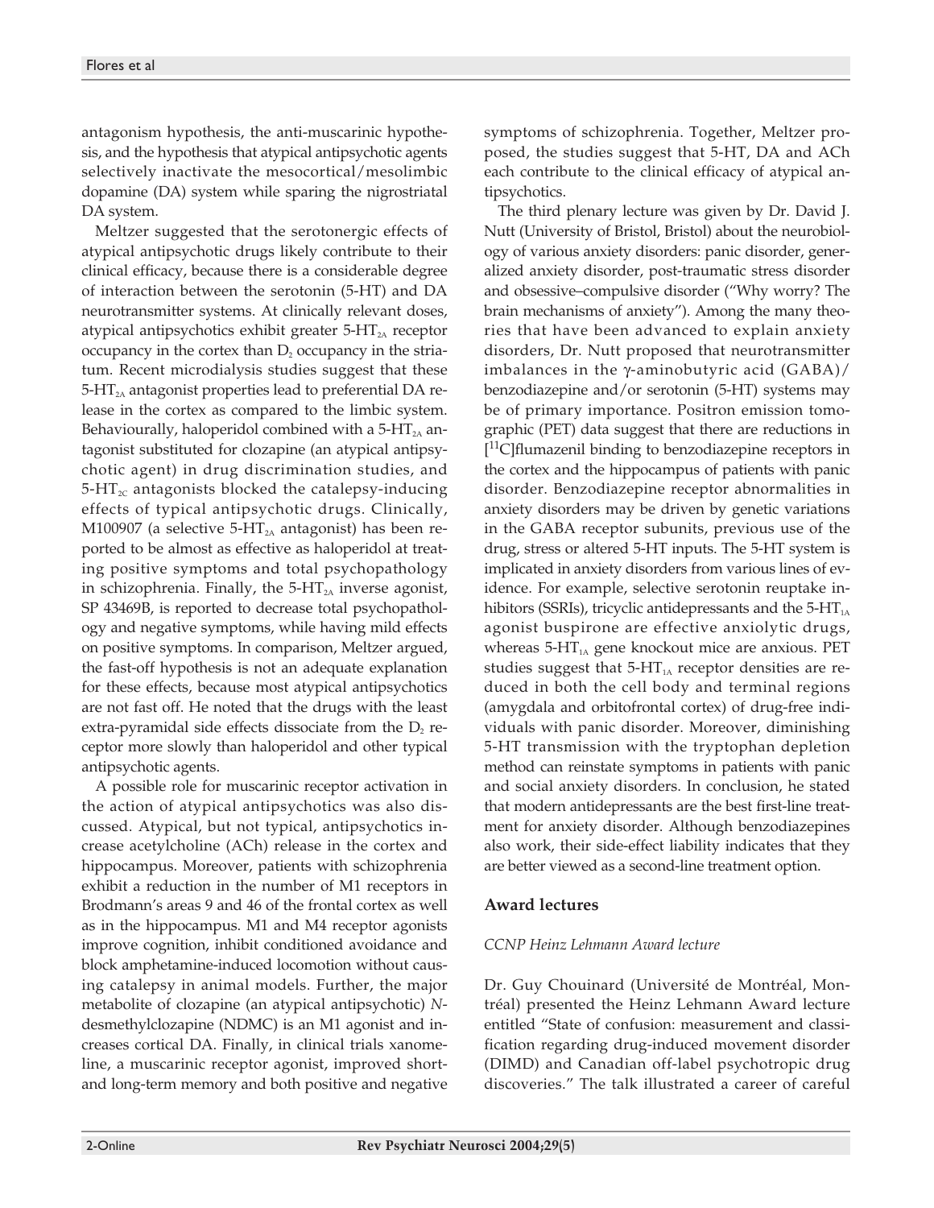antagonism hypothesis, the anti-muscarinic hypothesis, and the hypothesis that atypical antipsychotic agents selectively inactivate the mesocortical/mesolimbic dopamine (DA) system while sparing the nigrostriatal DA system.

Meltzer suggested that the serotonergic effects of atypical antipsychotic drugs likely contribute to their clinical efficacy, because there is a considerable degree of interaction between the serotonin (5-HT) and DA neurotransmitter systems. At clinically relevant doses, atypical antipsychotics exhibit greater 5-$HT_{2A}$ receptor occupancy in the cortex than $D_2$ occupancy in the striatum. Recent microdialysis studies suggest that these 5-$HT_{2A}$ antagonist properties lead to preferential DA release in the cortex as compared to the limbic system. Behaviourally, haloperidol combined with a 5-$HT_{2A}$ antagonist substituted for clozapine (an atypical antipsychotic agent) in drug discrimination studies, and 5-$HT_{2C}$ antagonists blocked the catalepsy-inducing effects of typical antipsychotic drugs. Clinically, M100907 (a selective 5-$HT_{2A}$ antagonist) has been reported to be almost as effective as haloperidol at treating positive symptoms and total psychopathology in schizophrenia. Finally, the 5-$HT_{2A}$ inverse agonist, SP 43469B, is reported to decrease total psychopathology and negative symptoms, while having mild effects on positive symptoms. In comparison, Meltzer argued, the fast-off hypothesis is not an adequate explanation for these effects, because most atypical antipsychotics are not fast off. He noted that the drugs with the least extra-pyramidal side effects dissociate from the $D_2$ receptor more slowly than haloperidol and other typical antipsychotic agents.

A possible role for muscarinic receptor activation in the action of atypical antipsychotics was also discussed. Atypical, but not typical, antipsychotics increase acetylcholine (ACh) release in the cortex and hippocampus. Moreover, patients with schizophrenia exhibit a reduction in the number of M1 receptors in Brodmann's areas 9 and 46 of the frontal cortex as well as in the hippocampus. M1 and M4 receptor agonists improve cognition, inhibit conditioned avoidance and block amphetamine-induced locomotion without causing catalepsy in animal models. Further, the major metabolite of clozapine (an atypical antipsychotic) *N*-desmethylclozapine (NDMC) is an M1 agonist and increases cortical DA. Finally, in clinical trials xanomeline, a muscarinic receptor agonist, improved short- and long-term memory and both positive and negative symptoms of schizophrenia. Together, Meltzer proposed, the studies suggest that 5-HT, DA and ACh each contribute to the clinical efficacy of atypical antipsychotics.

The third plenary lecture was given by Dr. David J. Nutt (University of Bristol, Bristol) about the neurobiology of various anxiety disorders: panic disorder, generalized anxiety disorder, post-traumatic stress disorder and obsessive–compulsive disorder ("Why worry? The brain mechanisms of anxiety"). Among the many theories that have been advanced to explain anxiety disorders, Dr. Nutt proposed that neurotransmitter imbalances in the γ-aminobutyric acid (GABA)/benzodiazepine and/or serotonin (5-HT) systems may be of primary importance. Positron emission tomographic (PET) data suggest that there are reductions in [$^{11}$C]flumazenil binding to benzodiazepine receptors in the cortex and the hippocampus of patients with panic disorder. Benzodiazepine receptor abnormalities in anxiety disorders may be driven by genetic variations in the GABA receptor subunits, previous use of the drug, stress or altered 5-HT inputs. The 5-HT system is implicated in anxiety disorders from various lines of evidence. For example, selective serotonin reuptake inhibitors (SSRIs), tricyclic antidepressants and the 5-$HT_{1A}$ agonist buspirone are effective anxiolytic drugs, whereas 5-$HT_{1A}$ gene knockout mice are anxious. PET studies suggest that 5-$HT_{1A}$ receptor densities are reduced in both the cell body and terminal regions (amygdala and orbitofrontal cortex) of drug-free individuals with panic disorder. Moreover, diminishing 5-HT transmission with the tryptophan depletion method can reinstate symptoms in patients with panic and social anxiety disorders. In conclusion, he stated that modern antidepressants are the best first-line treatment for anxiety disorder. Although benzodiazepines also work, their side-effect liability indicates that they are better viewed as a second-line treatment option.

## Award lectures

### *CCNP Heinz Lehmann Award lecture*

Dr. Guy Chouinard (Université de Montréal, Montréal) presented the Heinz Lehmann Award lecture entitled "State of confusion: measurement and classification regarding drug-induced movement disorder (DIMD) and Canadian off-label psychotropic drug discoveries." The talk illustrated a career of careful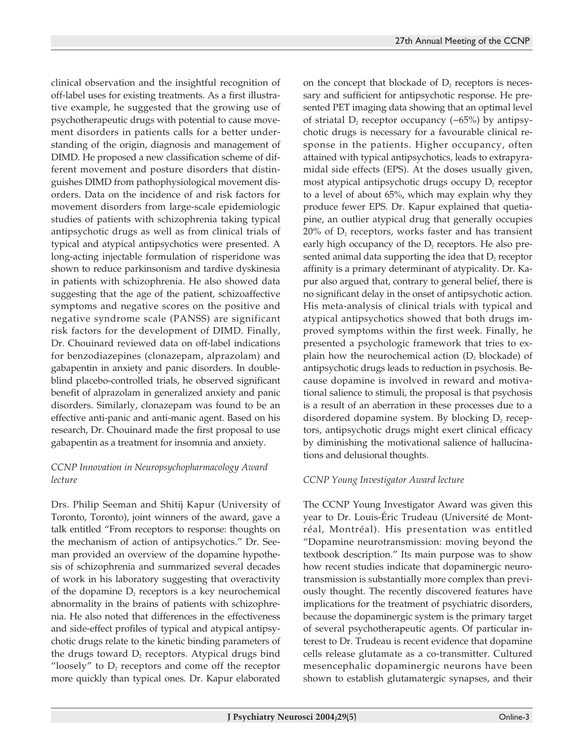clinical observation and the insightful recognition of off-label uses for existing treatments. As a first illustrative example, he suggested that the growing use of psychotherapeutic drugs with potential to cause movement disorders in patients calls for a better understanding of the origin, diagnosis and management of DIMD. He proposed a new classification scheme of different movement and posture disorders that distinguishes DIMD from pathophysiological movement disorders. Data on the incidence of and risk factors for movement disorders from large-scale epidemiologic studies of patients with schizophrenia taking typical antipsychotic drugs as well as from clinical trials of typical and atypical antipsychotics were presented. A long-acting injectable formulation of risperidone was shown to reduce parkinsonism and tardive dyskinesia in patients with schizophrenia. He also showed data suggesting that the age of the patient, schizoaffective symptoms and negative scores on the positive and negative syndrome scale (PANSS) are significant risk factors for the development of DIMD. Finally, Dr. Chouinard reviewed data on off-label indications for benzodiazepines (clonazepam, alprazolam) and gabapentin in anxiety and panic disorders. In double-blind placebo-controlled trials, he observed significant benefit of alprazolam in generalized anxiety and panic disorders. Similarly, clonazepam was found to be an effective anti-panic and anti-manic agent. Based on his research, Dr. Chouinard made the first proposal to use gabapentin as a treatment for insomnia and anxiety.

*CCNP Innovation in Neuropsychopharmacology Award lecture*

Drs. Philip Seeman and Shitij Kapur (University of Toronto, Toronto), joint winners of the award, gave a talk entitled "From receptors to response: thoughts on the mechanism of action of antipsychotics." Dr. Seeman provided an overview of the dopamine hypothesis of schizophrenia and summarized several decades of work in his laboratory suggesting that overactivity of the dopamine $D_2$ receptors is a key neurochemical abnormality in the brains of patients with schizophrenia. He also noted that differences in the effectiveness and side-effect profiles of typical and atypical antipsychotic drugs relate to the kinetic binding parameters of the drugs toward $D_2$ receptors. Atypical drugs bind "loosely" to $D_2$ receptors and come off the receptor more quickly than typical ones. Dr. Kapur elaborated on the concept that blockade of $D_2$ receptors is necessary and sufficient for antipsychotic response. He presented PET imaging data showing that an optimal level of striatal $D_2$ receptor occupancy (~65%) by antipsychotic drugs is necessary for a favourable clinical response in the patients. Higher occupancy, often attained with typical antipsychotics, leads to extrapyramidal side effects (EPS). At the doses usually given, most atypical antipsychotic drugs occupy $D_2$ receptor to a level of about 65%, which may explain why they produce fewer EPS. Dr. Kapur explained that quetiapine, an outlier atypical drug that generally occupies 20% of $D_2$ receptors, works faster and has transient early high occupancy of the $D_2$ receptors. He also presented animal data supporting the idea that $D_2$ receptor affinity is a primary determinant of atypicality. Dr. Kapur also argued that, contrary to general belief, there is no significant delay in the onset of antipsychotic action. His meta-analysis of clinical trials with typical and atypical antipsychotics showed that both drugs improved symptoms within the first week. Finally, he presented a psychologic framework that tries to explain how the neurochemical action ($D_2$ blockade) of antipsychotic drugs leads to reduction in psychosis. Because dopamine is involved in reward and motivational salience to stimuli, the proposal is that psychosis is a result of an aberration in these processes due to a disordered dopamine system. By blocking $D_2$ receptors, antipsychotic drugs might exert clinical efficacy by diminishing the motivational salience of hallucinations and delusional thoughts.

*CCNP Young Investigator Award lecture*

The CCNP Young Investigator Award was given this year to Dr. Louis-Éric Trudeau (Université de Montréal, Montréal). His presentation was entitled "Dopamine neurotransmission: moving beyond the textbook description." Its main purpose was to show how recent studies indicate that dopaminergic neurotransmission is substantially more complex than previously thought. The recently discovered features have implications for the treatment of psychiatric disorders, because the dopaminergic system is the primary target of several psychotherapeutic agents. Of particular interest to Dr. Trudeau is recent evidence that dopamine cells release glutamate as a co-transmitter. Cultured mesencephalic dopaminergic neurons have been shown to establish glutamatergic synapses, and their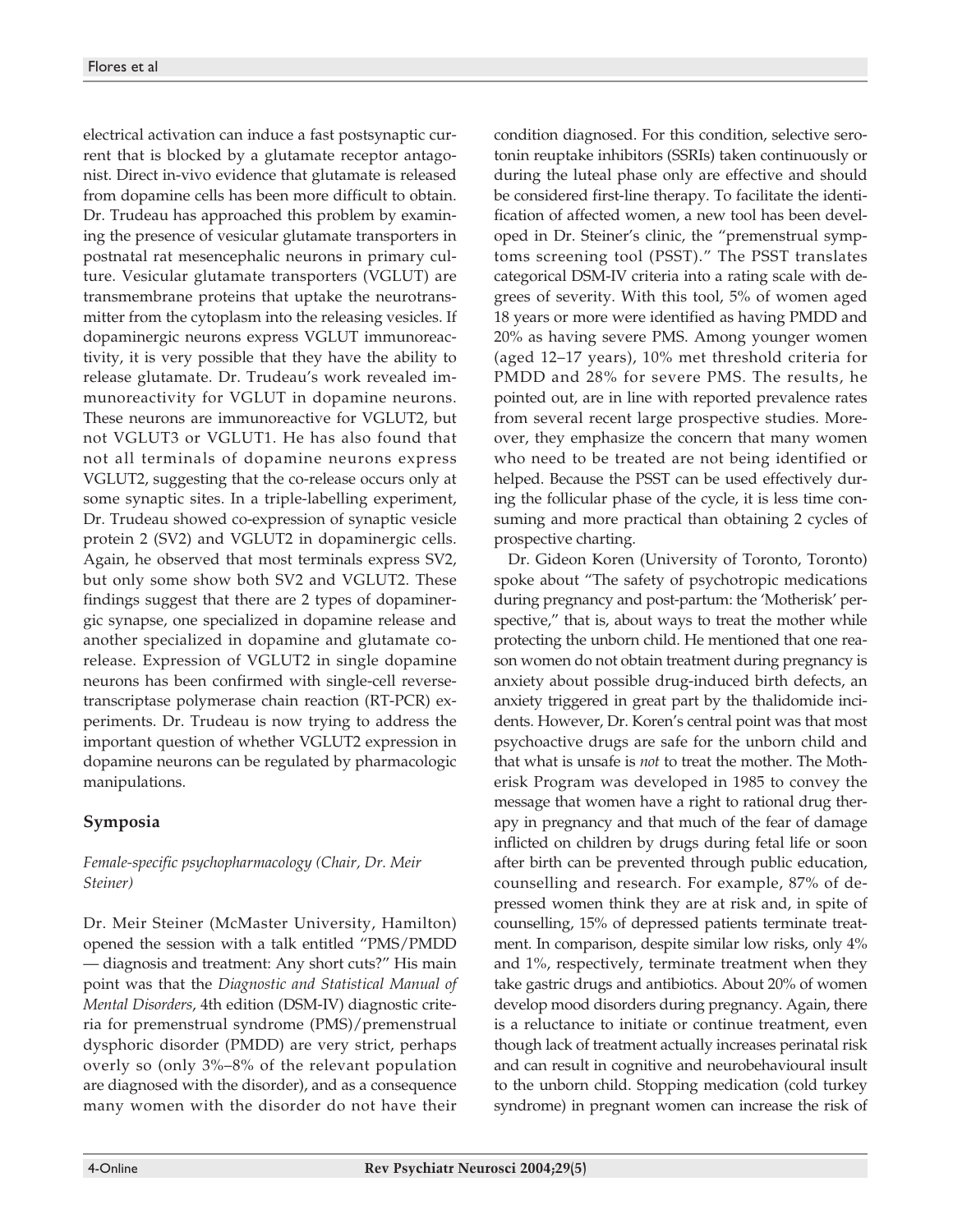electrical activation can induce a fast postsynaptic current that is blocked by a glutamate receptor antagonist. Direct in-vivo evidence that glutamate is released from dopamine cells has been more difficult to obtain. Dr. Trudeau has approached this problem by examining the presence of vesicular glutamate transporters in postnatal rat mesencephalic neurons in primary culture. Vesicular glutamate transporters (VGLUT) are transmembrane proteins that uptake the neurotransmitter from the cytoplasm into the releasing vesicles. If dopaminergic neurons express VGLUT immunoreactivity, it is very possible that they have the ability to release glutamate. Dr. Trudeau's work revealed immunoreactivity for VGLUT in dopamine neurons. These neurons are immunoreactive for VGLUT2, but not VGLUT3 or VGLUT1. He has also found that not all terminals of dopamine neurons express VGLUT2, suggesting that the co-release occurs only at some synaptic sites. In a triple-labelling experiment, Dr. Trudeau showed co-expression of synaptic vesicle protein 2 (SV2) and VGLUT2 in dopaminergic cells. Again, he observed that most terminals express SV2, but only some show both SV2 and VGLUT2. These findings suggest that there are 2 types of dopaminergic synapse, one specialized in dopamine release and another specialized in dopamine and glutamate co-release. Expression of VGLUT2 in single dopamine neurons has been confirmed with single-cell reverse-transcriptase polymerase chain reaction (RT-PCR) experiments. Dr. Trudeau is now trying to address the important question of whether VGLUT2 expression in dopamine neurons can be regulated by pharmacologic manipulations.

## Symposia

### *Female-specific psychopharmacology (Chair, Dr. Meir Steiner)*

Dr. Meir Steiner (McMaster University, Hamilton) opened the session with a talk entitled "PMS/PMDD — diagnosis and treatment: Any short cuts?" His main point was that the *Diagnostic and Statistical Manual of Mental Disorders*, 4th edition (DSM-IV) diagnostic criteria for premenstrual syndrome (PMS)/premenstrual dysphoric disorder (PMDD) are very strict, perhaps overly so (only 3%–8% of the relevant population are diagnosed with the disorder), and as a consequence many women with the disorder do not have their condition diagnosed. For this condition, selective serotonin reuptake inhibitors (SSRIs) taken continuously or during the luteal phase only are effective and should be considered first-line therapy. To facilitate the identification of affected women, a new tool has been developed in Dr. Steiner's clinic, the "premenstrual symptoms screening tool (PSST)." The PSST translates categorical DSM-IV criteria into a rating scale with degrees of severity. With this tool, 5% of women aged 18 years or more were identified as having PMDD and 20% as having severe PMS. Among younger women (aged 12–17 years), 10% met threshold criteria for PMDD and 28% for severe PMS. The results, he pointed out, are in line with reported prevalence rates from several recent large prospective studies. Moreover, they emphasize the concern that many women who need to be treated are not being identified or helped. Because the PSST can be used effectively during the follicular phase of the cycle, it is less time consuming and more practical than obtaining 2 cycles of prospective charting.

Dr. Gideon Koren (University of Toronto, Toronto) spoke about "The safety of psychotropic medications during pregnancy and post-partum: the 'Motherisk' perspective," that is, about ways to treat the mother while protecting the unborn child. He mentioned that one reason women do not obtain treatment during pregnancy is anxiety about possible drug-induced birth defects, an anxiety triggered in great part by the thalidomide incidents. However, Dr. Koren's central point was that most psychoactive drugs are safe for the unborn child and that what is unsafe is *not* to treat the mother. The Motherisk Program was developed in 1985 to convey the message that women have a right to rational drug therapy in pregnancy and that much of the fear of damage inflicted on children by drugs during fetal life or soon after birth can be prevented through public education, counselling and research. For example, 87% of depressed women think they are at risk and, in spite of counselling, 15% of depressed patients terminate treatment. In comparison, despite similar low risks, only 4% and 1%, respectively, terminate treatment when they take gastric drugs and antibiotics. About 20% of women develop mood disorders during pregnancy. Again, there is a reluctance to initiate or continue treatment, even though lack of treatment actually increases perinatal risk and can result in cognitive and neurobehavioural insult to the unborn child. Stopping medication (cold turkey syndrome) in pregnant women can increase the risk of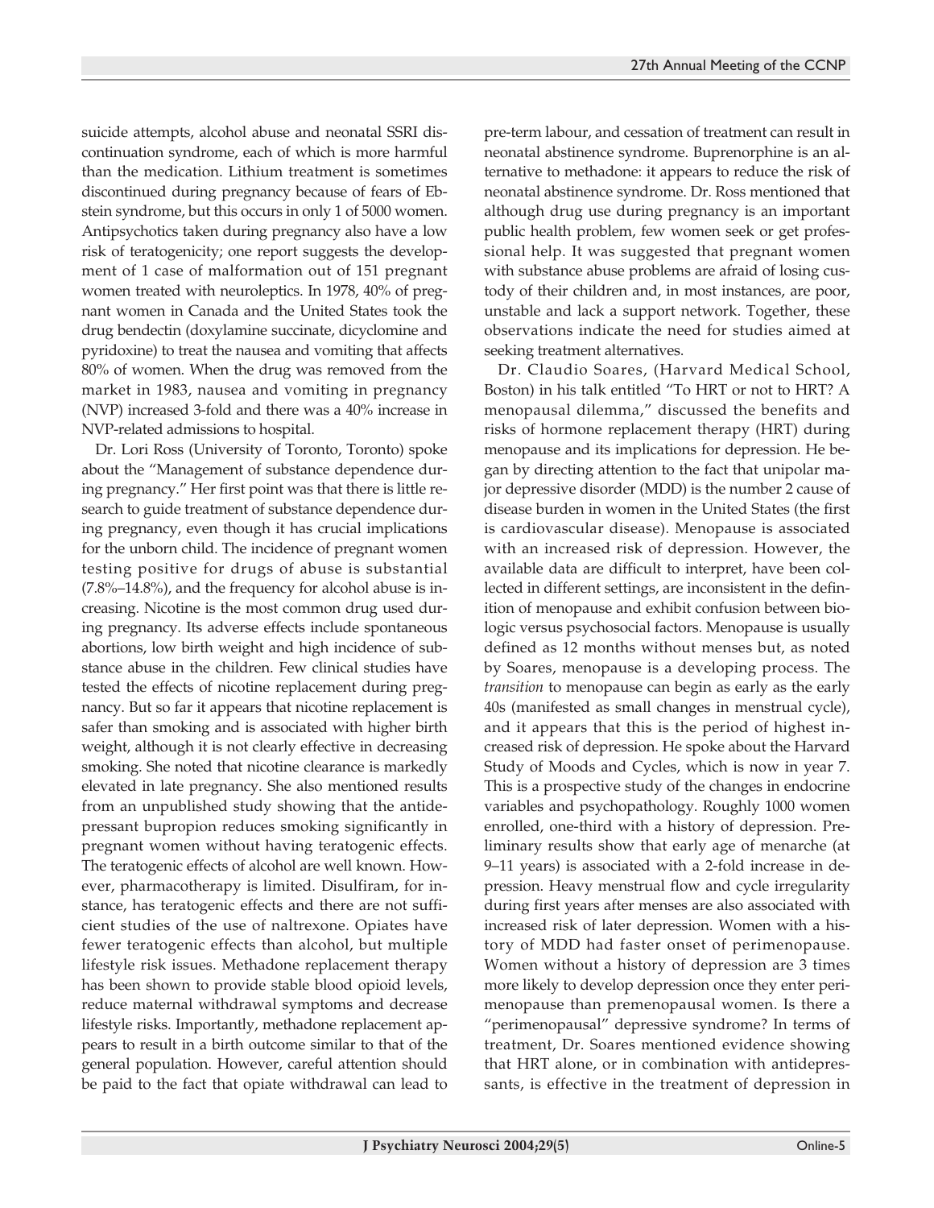suicide attempts, alcohol abuse and neonatal SSRI discontinuation syndrome, each of which is more harmful than the medication. Lithium treatment is sometimes discontinued during pregnancy because of fears of Ebstein syndrome, but this occurs in only 1 of 5000 women. Antipsychotics taken during pregnancy also have a low risk of teratogenicity; one report suggests the development of 1 case of malformation out of 151 pregnant women treated with neuroleptics. In 1978, 40% of pregnant women in Canada and the United States took the drug bendectin (doxylamine succinate, dicyclomine and pyridoxine) to treat the nausea and vomiting that affects 80% of women. When the drug was removed from the market in 1983, nausea and vomiting in pregnancy (NVP) increased 3-fold and there was a 40% increase in NVP-related admissions to hospital.

Dr. Lori Ross (University of Toronto, Toronto) spoke about the "Management of substance dependence during pregnancy." Her first point was that there is little research to guide treatment of substance dependence during pregnancy, even though it has crucial implications for the unborn child. The incidence of pregnant women testing positive for drugs of abuse is substantial (7.8%–14.8%), and the frequency for alcohol abuse is increasing. Nicotine is the most common drug used during pregnancy. Its adverse effects include spontaneous abortions, low birth weight and high incidence of substance abuse in the children. Few clinical studies have tested the effects of nicotine replacement during pregnancy. But so far it appears that nicotine replacement is safer than smoking and is associated with higher birth weight, although it is not clearly effective in decreasing smoking. She noted that nicotine clearance is markedly elevated in late pregnancy. She also mentioned results from an unpublished study showing that the antidepressant bupropion reduces smoking significantly in pregnant women without having teratogenic effects. The teratogenic effects of alcohol are well known. However, pharmacotherapy is limited. Disulfiram, for instance, has teratogenic effects and there are not sufficient studies of the use of naltrexone. Opiates have fewer teratogenic effects than alcohol, but multiple lifestyle risk issues. Methadone replacement therapy has been shown to provide stable blood opioid levels, reduce maternal withdrawal symptoms and decrease lifestyle risks. Importantly, methadone replacement appears to result in a birth outcome similar to that of the general population. However, careful attention should be paid to the fact that opiate withdrawal can lead to pre-term labour, and cessation of treatment can result in neonatal abstinence syndrome. Buprenorphine is an alternative to methadone: it appears to reduce the risk of neonatal abstinence syndrome. Dr. Ross mentioned that although drug use during pregnancy is an important public health problem, few women seek or get professional help. It was suggested that pregnant women with substance abuse problems are afraid of losing custody of their children and, in most instances, are poor, unstable and lack a support network. Together, these observations indicate the need for studies aimed at seeking treatment alternatives.

Dr. Claudio Soares, (Harvard Medical School, Boston) in his talk entitled "To HRT or not to HRT? A menopausal dilemma," discussed the benefits and risks of hormone replacement therapy (HRT) during menopause and its implications for depression. He began by directing attention to the fact that unipolar major depressive disorder (MDD) is the number 2 cause of disease burden in women in the United States (the first is cardiovascular disease). Menopause is associated with an increased risk of depression. However, the available data are difficult to interpret, have been collected in different settings, are inconsistent in the definition of menopause and exhibit confusion between biologic versus psychosocial factors. Menopause is usually defined as 12 months without menses but, as noted by Soares, menopause is a developing process. The *transition* to menopause can begin as early as the early 40s (manifested as small changes in menstrual cycle), and it appears that this is the period of highest increased risk of depression. He spoke about the Harvard Study of Moods and Cycles, which is now in year 7. This is a prospective study of the changes in endocrine variables and psychopathology. Roughly 1000 women enrolled, one-third with a history of depression. Preliminary results show that early age of menarche (at 9–11 years) is associated with a 2-fold increase in depression. Heavy menstrual flow and cycle irregularity during first years after menses are also associated with increased risk of later depression. Women with a history of MDD had faster onset of perimenopause. Women without a history of depression are 3 times more likely to develop depression once they enter perimenopause than premenopausal women. Is there a "perimenopausal" depressive syndrome? In terms of treatment, Dr. Soares mentioned evidence showing that HRT alone, or in combination with antidepressants, is effective in the treatment of depression in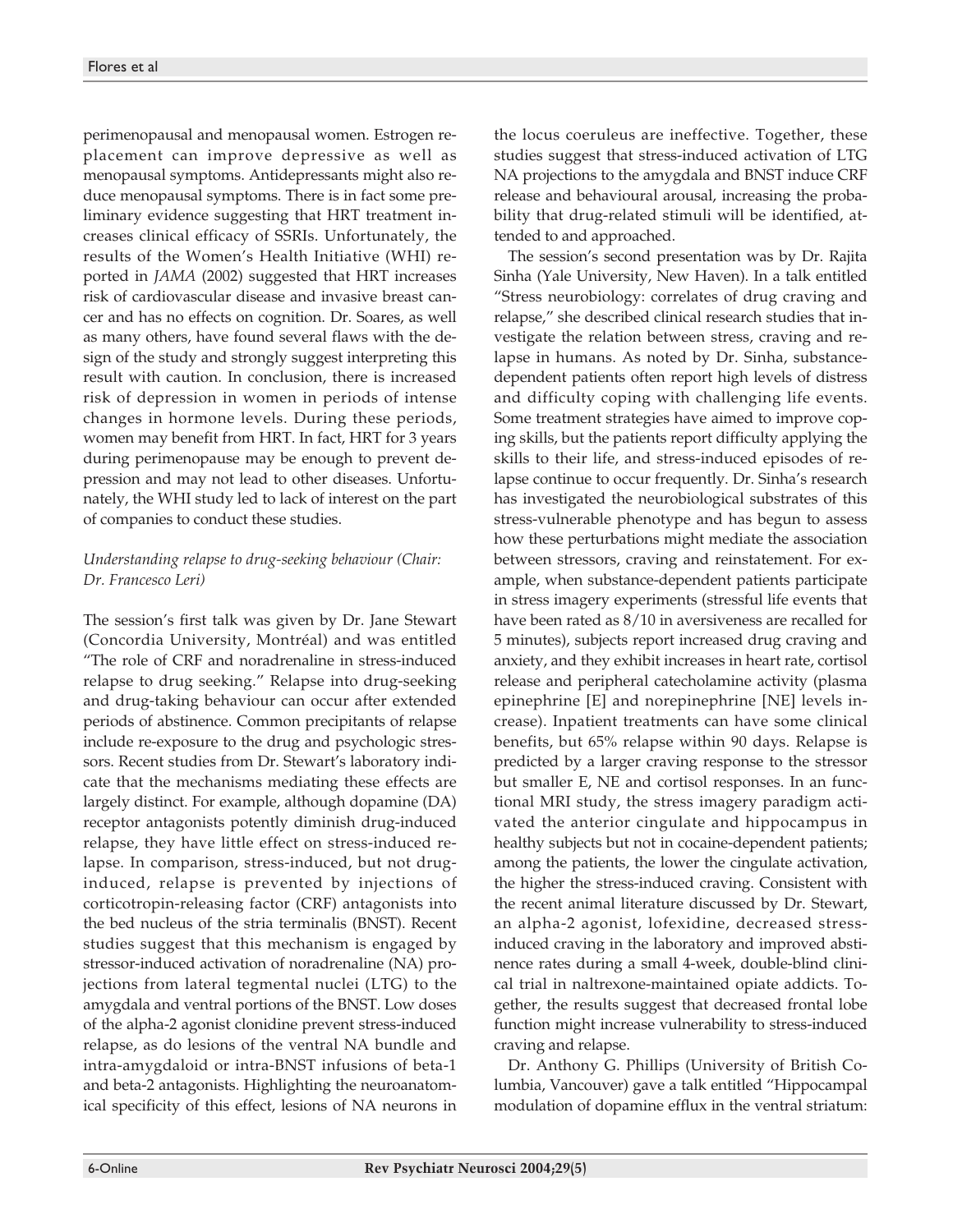perimenopausal and menopausal women. Estrogen replacement can improve depressive as well as menopausal symptoms. Antidepressants might also reduce menopausal symptoms. There is in fact some preliminary evidence suggesting that HRT treatment increases clinical efficacy of SSRIs. Unfortunately, the results of the Women's Health Initiative (WHI) reported in *JAMA* (2002) suggested that HRT increases risk of cardiovascular disease and invasive breast cancer and has no effects on cognition. Dr. Soares, as well as many others, have found several flaws with the design of the study and strongly suggest interpreting this result with caution. In conclusion, there is increased risk of depression in women in periods of intense changes in hormone levels. During these periods, women may benefit from HRT. In fact, HRT for 3 years during perimenopause may be enough to prevent depression and may not lead to other diseases. Unfortunately, the WHI study led to lack of interest on the part of companies to conduct these studies.

*Understanding relapse to drug-seeking behaviour (Chair: Dr. Francesco Leri)*

The session's first talk was given by Dr. Jane Stewart (Concordia University, Montréal) and was entitled "The role of CRF and noradrenaline in stress-induced relapse to drug seeking." Relapse into drug-seeking and drug-taking behaviour can occur after extended periods of abstinence. Common precipitants of relapse include re-exposure to the drug and psychologic stressors. Recent studies from Dr. Stewart's laboratory indicate that the mechanisms mediating these effects are largely distinct. For example, although dopamine (DA) receptor antagonists potently diminish drug-induced relapse, they have little effect on stress-induced relapse. In comparison, stress-induced, but not drug-induced, relapse is prevented by injections of corticotropin-releasing factor (CRF) antagonists into the bed nucleus of the stria terminalis (BNST). Recent studies suggest that this mechanism is engaged by stressor-induced activation of noradrenaline (NA) projections from lateral tegmental nuclei (LTG) to the amygdala and ventral portions of the BNST. Low doses of the alpha-2 agonist clonidine prevent stress-induced relapse, as do lesions of the ventral NA bundle and intra-amygdaloid or intra-BNST infusions of beta-1 and beta-2 antagonists. Highlighting the neuroanatomical specificity of this effect, lesions of NA neurons in the locus coeruleus are ineffective. Together, these studies suggest that stress-induced activation of LTG NA projections to the amygdala and BNST induce CRF release and behavioural arousal, increasing the probability that drug-related stimuli will be identified, attended to and approached.

The session's second presentation was by Dr. Rajita Sinha (Yale University, New Haven). In a talk entitled "Stress neurobiology: correlates of drug craving and relapse," she described clinical research studies that investigate the relation between stress, craving and relapse in humans. As noted by Dr. Sinha, substance-dependent patients often report high levels of distress and difficulty coping with challenging life events. Some treatment strategies have aimed to improve coping skills, but the patients report difficulty applying the skills to their life, and stress-induced episodes of relapse continue to occur frequently. Dr. Sinha's research has investigated the neurobiological substrates of this stress-vulnerable phenotype and has begun to assess how these perturbations might mediate the association between stressors, craving and reinstatement. For example, when substance-dependent patients participate in stress imagery experiments (stressful life events that have been rated as 8/10 in aversiveness are recalled for 5 minutes), subjects report increased drug craving and anxiety, and they exhibit increases in heart rate, cortisol release and peripheral catecholamine activity (plasma epinephrine [E] and norepinephrine [NE] levels increase). Inpatient treatments can have some clinical benefits, but 65% relapse within 90 days. Relapse is predicted by a larger craving response to the stressor but smaller E, NE and cortisol responses. In an functional MRI study, the stress imagery paradigm activated the anterior cingulate and hippocampus in healthy subjects but not in cocaine-dependent patients; among the patients, the lower the cingulate activation, the higher the stress-induced craving. Consistent with the recent animal literature discussed by Dr. Stewart, an alpha-2 agonist, lofexidine, decreased stress-induced craving in the laboratory and improved abstinence rates during a small 4-week, double-blind clinical trial in naltrexone-maintained opiate addicts. Together, the results suggest that decreased frontal lobe function might increase vulnerability to stress-induced craving and relapse.

Dr. Anthony G. Phillips (University of British Columbia, Vancouver) gave a talk entitled "Hippocampal modulation of dopamine efflux in the ventral striatum: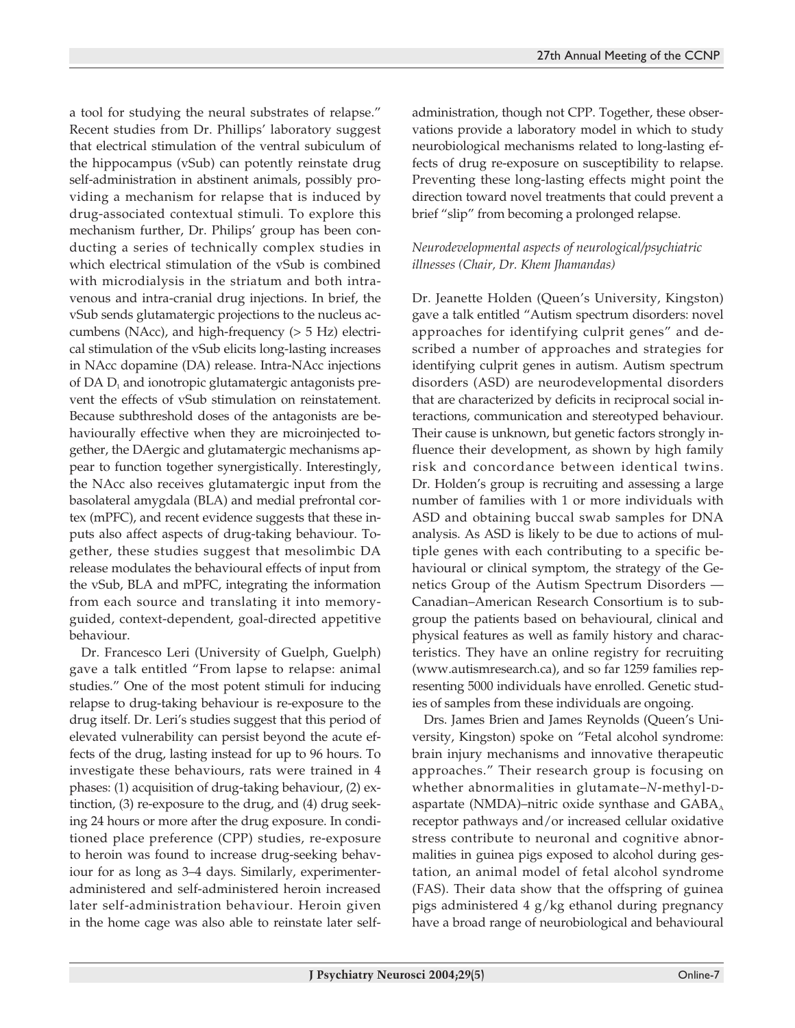a tool for studying the neural substrates of relapse." Recent studies from Dr. Phillips' laboratory suggest that electrical stimulation of the ventral subiculum of the hippocampus (vSub) can potently reinstate drug self-administration in abstinent animals, possibly providing a mechanism for relapse that is induced by drug-associated contextual stimuli. To explore this mechanism further, Dr. Philips' group has been conducting a series of technically complex studies in which electrical stimulation of the vSub is combined with microdialysis in the striatum and both intravenous and intra-cranial drug injections. In brief, the vSub sends glutamatergic projections to the nucleus accumbens (NAcc), and high-frequency (> 5 Hz) electrical stimulation of the vSub elicits long-lasting increases in NAcc dopamine (DA) release. Intra-NAcc injections of DA $D_1$ and ionotropic glutamatergic antagonists prevent the effects of vSub stimulation on reinstatement. Because subthreshold doses of the antagonists are behaviourally effective when they are microinjected together, the DAergic and glutamatergic mechanisms appear to function together synergistically. Interestingly, the NAcc also receives glutamatergic input from the basolateral amygdala (BLA) and medial prefrontal cortex (mPFC), and recent evidence suggests that these inputs also affect aspects of drug-taking behaviour. Together, these studies suggest that mesolimbic DA release modulates the behavioural effects of input from the vSub, BLA and mPFC, integrating the information from each source and translating it into memory-guided, context-dependent, goal-directed appetitive behaviour.

Dr. Francesco Leri (University of Guelph, Guelph) gave a talk entitled "From lapse to relapse: animal studies." One of the most potent stimuli for inducing relapse to drug-taking behaviour is re-exposure to the drug itself. Dr. Leri's studies suggest that this period of elevated vulnerability can persist beyond the acute effects of the drug, lasting instead for up to 96 hours. To investigate these behaviours, rats were trained in 4 phases: (1) acquisition of drug-taking behaviour, (2) extinction, (3) re-exposure to the drug, and (4) drug seeking 24 hours or more after the drug exposure. In conditioned place preference (CPP) studies, re-exposure to heroin was found to increase drug-seeking behaviour for as long as 3–4 days. Similarly, experimenter-administered and self-administered heroin increased later self-administration behaviour. Heroin given in the home cage was also able to reinstate later self-administration, though not CPP. Together, these observations provide a laboratory model in which to study neurobiological mechanisms related to long-lasting effects of drug re-exposure on susceptibility to relapse. Preventing these long-lasting effects might point the direction toward novel treatments that could prevent a brief "slip" from becoming a prolonged relapse.

*Neurodevelopmental aspects of neurological/psychiatric illnesses (Chair, Dr. Khem Jhamandas)*

Dr. Jeanette Holden (Queen's University, Kingston) gave a talk entitled "Autism spectrum disorders: novel approaches for identifying culprit genes" and described a number of approaches and strategies for identifying culprit genes in autism. Autism spectrum disorders (ASD) are neurodevelopmental disorders that are characterized by deficits in reciprocal social interactions, communication and stereotyped behaviour. Their cause is unknown, but genetic factors strongly influence their development, as shown by high family risk and concordance between identical twins. Dr. Holden's group is recruiting and assessing a large number of families with 1 or more individuals with ASD and obtaining buccal swab samples for DNA analysis. As ASD is likely to be due to actions of multiple genes with each contributing to a specific behavioural or clinical symptom, the strategy of the Genetics Group of the Autism Spectrum Disorders — Canadian–American Research Consortium is to subgroup the patients based on behavioural, clinical and physical features as well as family history and characteristics. They have an online registry for recruiting (www.autismresearch.ca), and so far 1259 families representing 5000 individuals have enrolled. Genetic studies of samples from these individuals are ongoing.

Drs. James Brien and James Reynolds (Queen's University, Kingston) spoke on "Fetal alcohol syndrome: brain injury mechanisms and innovative therapeutic approaches." Their research group is focusing on whether abnormalities in glutamate–*N*-methyl-D-aspartate (NMDA)–nitric oxide synthase and $GABA_A$ receptor pathways and/or increased cellular oxidative stress contribute to neuronal and cognitive abnormalities in guinea pigs exposed to alcohol during gestation, an animal model of fetal alcohol syndrome (FAS). Their data show that the offspring of guinea pigs administered 4 g/kg ethanol during pregnancy have a broad range of neurobiological and behavioural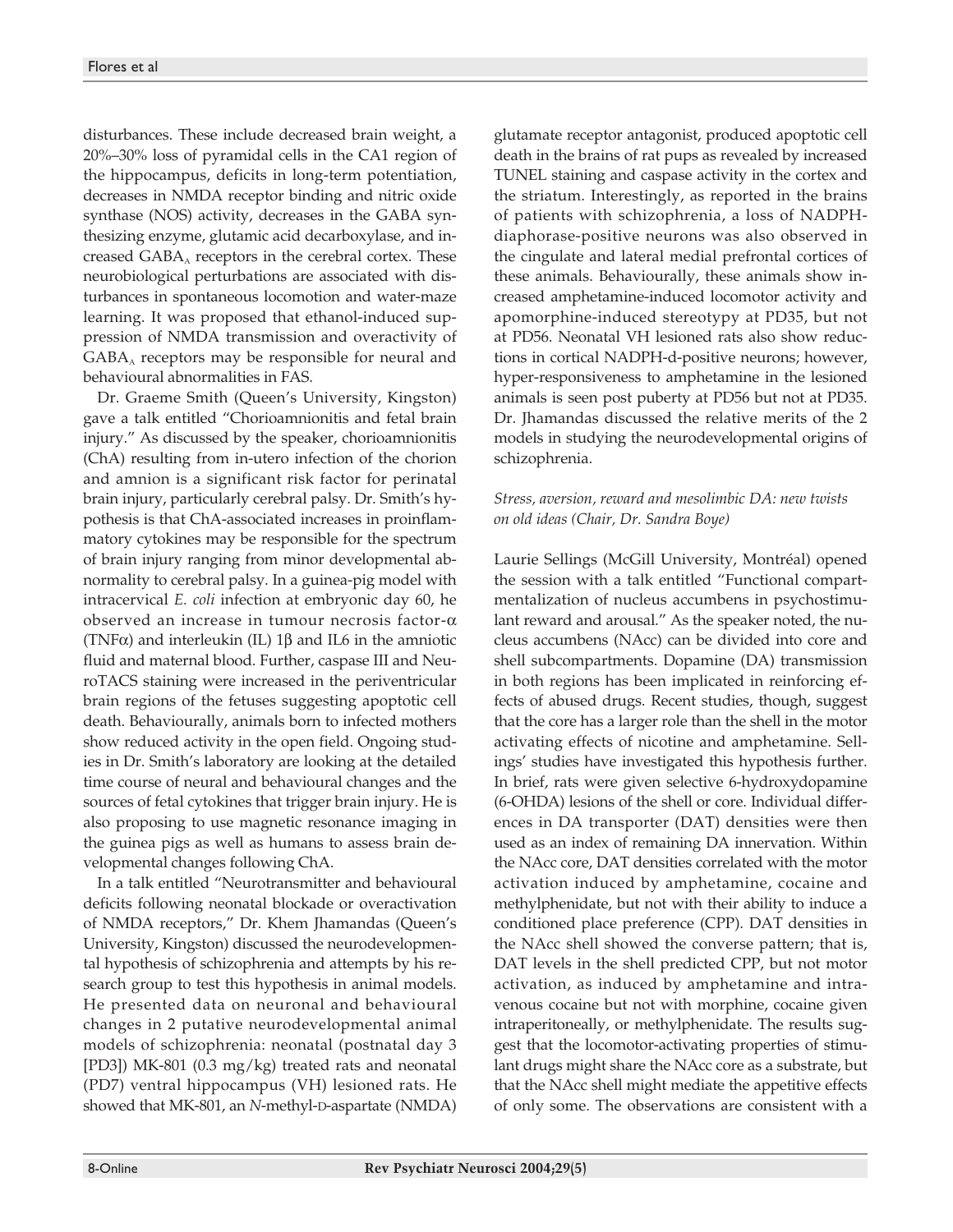disturbances. These include decreased brain weight, a 20%–30% loss of pyramidal cells in the CA1 region of the hippocampus, deficits in long-term potentiation, decreases in NMDA receptor binding and nitric oxide synthase (NOS) activity, decreases in the GABA synthesizing enzyme, glutamic acid decarboxylase, and increased $GABA_A$ receptors in the cerebral cortex. These neurobiological perturbations are associated with disturbances in spontaneous locomotion and water-maze learning. It was proposed that ethanol-induced suppression of NMDA transmission and overactivity of $GABA_A$ receptors may be responsible for neural and behavioural abnormalities in FAS.

Dr. Graeme Smith (Queen's University, Kingston) gave a talk entitled "Chorioamnionitis and fetal brain injury." As discussed by the speaker, chorioamnionitis (ChA) resulting from in-utero infection of the chorion and amnion is a significant risk factor for perinatal brain injury, particularly cerebral palsy. Dr. Smith's hypothesis is that ChA-associated increases in proinflammatory cytokines may be responsible for the spectrum of brain injury ranging from minor developmental abnormality to cerebral palsy. In a guinea-pig model with intracervical *E. coli* infection at embryonic day 60, he observed an increase in tumour necrosis factor-α (TNFα) and interleukin (IL) 1β and IL6 in the amniotic fluid and maternal blood. Further, caspase III and NeuroTACS staining were increased in the periventricular brain regions of the fetuses suggesting apoptotic cell death. Behaviourally, animals born to infected mothers show reduced activity in the open field. Ongoing studies in Dr. Smith's laboratory are looking at the detailed time course of neural and behavioural changes and the sources of fetal cytokines that trigger brain injury. He is also proposing to use magnetic resonance imaging in the guinea pigs as well as humans to assess brain developmental changes following ChA.

In a talk entitled "Neurotransmitter and behavioural deficits following neonatal blockade or overactivation of NMDA receptors," Dr. Khem Jhamandas (Queen's University, Kingston) discussed the neurodevelopmental hypothesis of schizophrenia and attempts by his research group to test this hypothesis in animal models. He presented data on neuronal and behavioural changes in 2 putative neurodevelopmental animal models of schizophrenia: neonatal (postnatal day 3 [PD3]) MK-801 (0.3 mg/kg) treated rats and neonatal (PD7) ventral hippocampus (VH) lesioned rats. He showed that MK-801, an *N*-methyl-D-aspartate (NMDA) glutamate receptor antagonist, produced apoptotic cell death in the brains of rat pups as revealed by increased TUNEL staining and caspase activity in the cortex and the striatum. Interestingly, as reported in the brains of patients with schizophrenia, a loss of NADPH-diaphorase-positive neurons was also observed in the cingulate and lateral medial prefrontal cortices of these animals. Behaviourally, these animals show increased amphetamine-induced locomotor activity and apomorphine-induced stereotypy at PD35, but not at PD56. Neonatal VH lesioned rats also show reductions in cortical NADPH-d-positive neurons; however, hyper-responsiveness to amphetamine in the lesioned animals is seen post puberty at PD56 but not at PD35. Dr. Jhamandas discussed the relative merits of the 2 models in studying the neurodevelopmental origins of schizophrenia.

*Stress, aversion, reward and mesolimbic DA: new twists on old ideas (Chair, Dr. Sandra Boye)*

Laurie Sellings (McGill University, Montréal) opened the session with a talk entitled "Functional compartmentalization of nucleus accumbens in psychostimulant reward and arousal." As the speaker noted, the nucleus accumbens (NAcc) can be divided into core and shell subcompartments. Dopamine (DA) transmission in both regions has been implicated in reinforcing effects of abused drugs. Recent studies, though, suggest that the core has a larger role than the shell in the motor activating effects of nicotine and amphetamine. Sellings' studies have investigated this hypothesis further. In brief, rats were given selective 6-hydroxydopamine (6-OHDA) lesions of the shell or core. Individual differences in DA transporter (DAT) densities were then used as an index of remaining DA innervation. Within the NAcc core, DAT densities correlated with the motor activation induced by amphetamine, cocaine and methylphenidate, but not with their ability to induce a conditioned place preference (CPP). DAT densities in the NAcc shell showed the converse pattern; that is, DAT levels in the shell predicted CPP, but not motor activation, as induced by amphetamine and intravenous cocaine but not with morphine, cocaine given intraperitoneally, or methylphenidate. The results suggest that the locomotor-activating properties of stimulant drugs might share the NAcc core as a substrate, but that the NAcc shell might mediate the appetitive effects of only some. The observations are consistent with a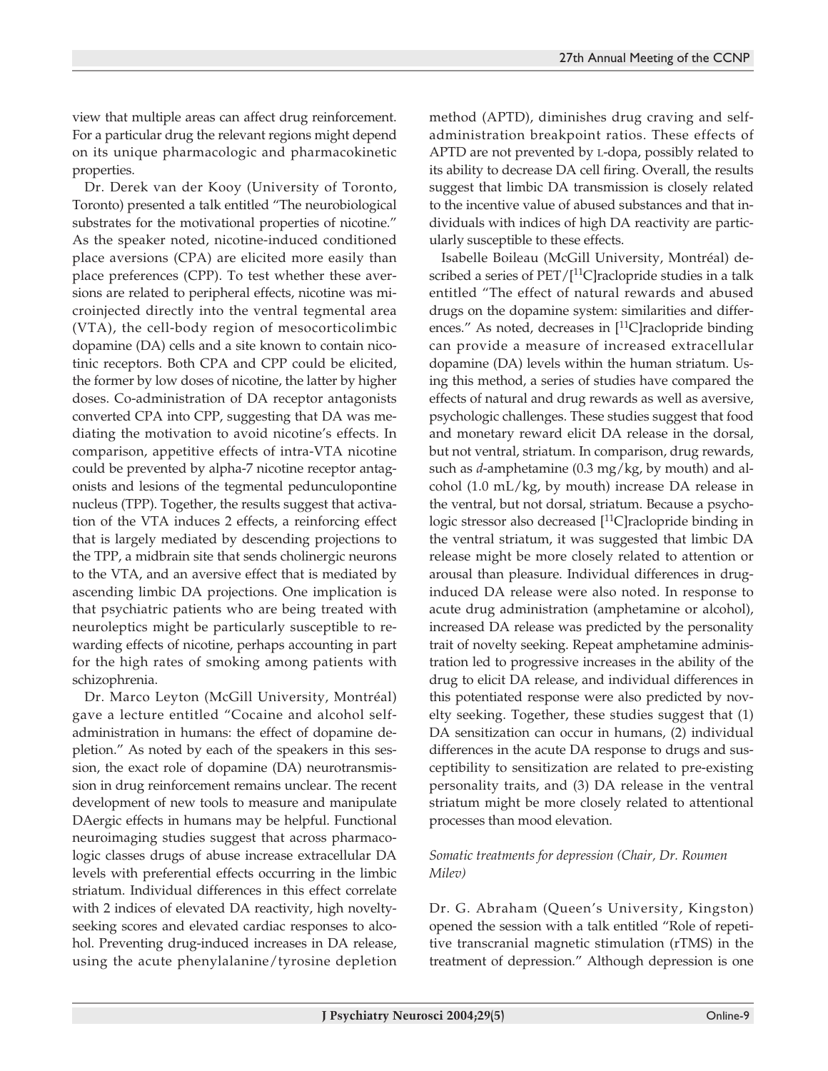view that multiple areas can affect drug reinforcement. For a particular drug the relevant regions might depend on its unique pharmacologic and pharmacokinetic properties.

Dr. Derek van der Kooy (University of Toronto, Toronto) presented a talk entitled "The neurobiological substrates for the motivational properties of nicotine." As the speaker noted, nicotine-induced conditioned place aversions (CPA) are elicited more easily than place preferences (CPP). To test whether these aversions are related to peripheral effects, nicotine was microinjected directly into the ventral tegmental area (VTA), the cell-body region of mesocorticolimbic dopamine (DA) cells and a site known to contain nicotinic receptors. Both CPA and CPP could be elicited, the former by low doses of nicotine, the latter by higher doses. Co-administration of DA receptor antagonists converted CPA into CPP, suggesting that DA was mediating the motivation to avoid nicotine's effects. In comparison, appetitive effects of intra-VTA nicotine could be prevented by alpha-7 nicotine receptor antagonists and lesions of the tegmental pedunculopontine nucleus (TPP). Together, the results suggest that activation of the VTA induces 2 effects, a reinforcing effect that is largely mediated by descending projections to the TPP, a midbrain site that sends cholinergic neurons to the VTA, and an aversive effect that is mediated by ascending limbic DA projections. One implication is that psychiatric patients who are being treated with neuroleptics might be particularly susceptible to rewarding effects of nicotine, perhaps accounting in part for the high rates of smoking among patients with schizophrenia.

Dr. Marco Leyton (McGill University, Montréal) gave a lecture entitled "Cocaine and alcohol self-administration in humans: the effect of dopamine depletion." As noted by each of the speakers in this session, the exact role of dopamine (DA) neurotransmission in drug reinforcement remains unclear. The recent development of new tools to measure and manipulate DAergic effects in humans may be helpful. Functional neuroimaging studies suggest that across pharmacologic classes drugs of abuse increase extracellular DA levels with preferential effects occurring in the limbic striatum. Individual differences in this effect correlate with 2 indices of elevated DA reactivity, high novelty-seeking scores and elevated cardiac responses to alcohol. Preventing drug-induced increases in DA release, using the acute phenylalanine/tyrosine depletion method (APTD), diminishes drug craving and self-administration breakpoint ratios. These effects of APTD are not prevented by L-dopa, possibly related to its ability to decrease DA cell firing. Overall, the results suggest that limbic DA transmission is closely related to the incentive value of abused substances and that individuals with indices of high DA reactivity are particularly susceptible to these effects.

Isabelle Boileau (McGill University, Montréal) described a series of PET/[$^{11}$C]raclopride studies in a talk entitled "The effect of natural rewards and abused drugs on the dopamine system: similarities and differences." As noted, decreases in [$^{11}$C]raclopride binding can provide a measure of increased extracellular dopamine (DA) levels within the human striatum. Using this method, a series of studies have compared the effects of natural and drug rewards as well as aversive, psychologic challenges. These studies suggest that food and monetary reward elicit DA release in the dorsal, but not ventral, striatum. In comparison, drug rewards, such as *d*-amphetamine (0.3 mg/kg, by mouth) and alcohol (1.0 mL/kg, by mouth) increase DA release in the ventral, but not dorsal, striatum. Because a psychologic stressor also decreased [$^{11}$C]raclopride binding in the ventral striatum, it was suggested that limbic DA release might be more closely related to attention or arousal than pleasure. Individual differences in drug-induced DA release were also noted. In response to acute drug administration (amphetamine or alcohol), increased DA release was predicted by the personality trait of novelty seeking. Repeat amphetamine administration led to progressive increases in the ability of the drug to elicit DA release, and individual differences in this potentiated response were also predicted by novelty seeking. Together, these studies suggest that (1) DA sensitization can occur in humans, (2) individual differences in the acute DA response to drugs and susceptibility to sensitization are related to pre-existing personality traits, and (3) DA release in the ventral striatum might be more closely related to attentional processes than mood elevation.

*Somatic treatments for depression (Chair, Dr. Roumen Milev)*

Dr. G. Abraham (Queen's University, Kingston) opened the session with a talk entitled "Role of repetitive transcranial magnetic stimulation (rTMS) in the treatment of depression." Although depression is one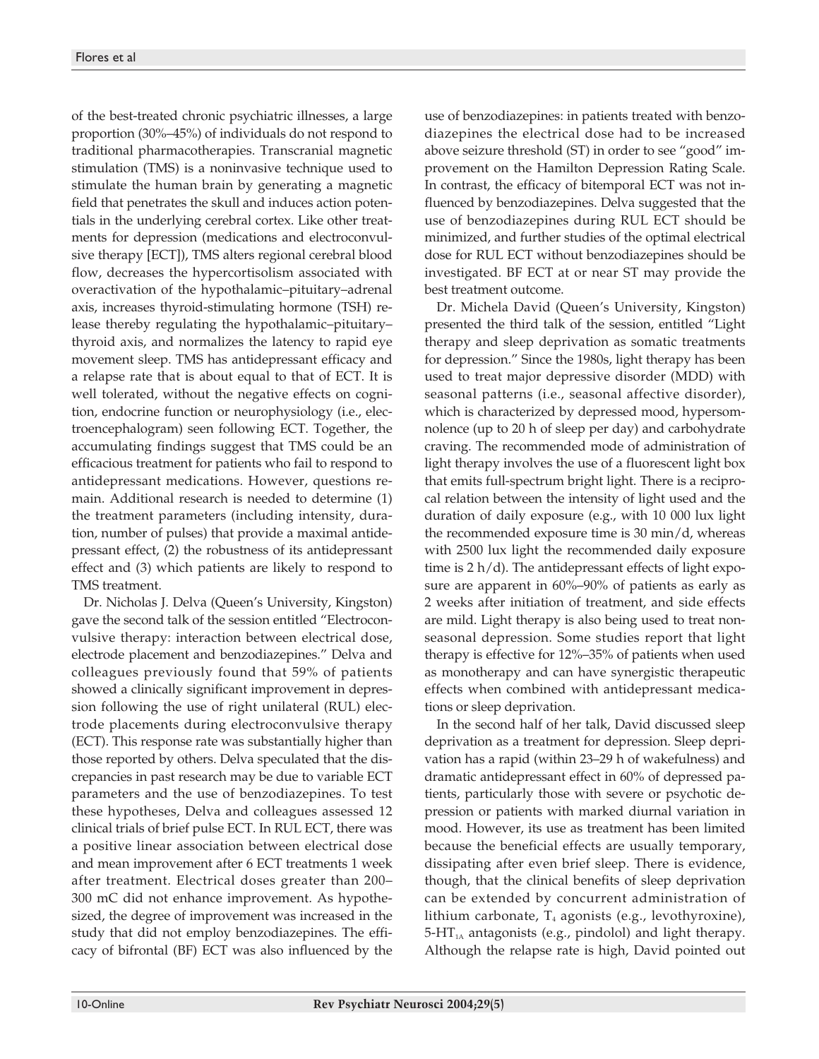of the best-treated chronic psychiatric illnesses, a large proportion (30%–45%) of individuals do not respond to traditional pharmacotherapies. Transcranial magnetic stimulation (TMS) is a noninvasive technique used to stimulate the human brain by generating a magnetic field that penetrates the skull and induces action potentials in the underlying cerebral cortex. Like other treatments for depression (medications and electroconvulsive therapy [ECT]), TMS alters regional cerebral blood flow, decreases the hypercortisolism associated with overactivation of the hypothalamic–pituitary–adrenal axis, increases thyroid-stimulating hormone (TSH) release thereby regulating the hypothalamic–pituitary–thyroid axis, and normalizes the latency to rapid eye movement sleep. TMS has antidepressant efficacy and a relapse rate that is about equal to that of ECT. It is well tolerated, without the negative effects on cognition, endocrine function or neurophysiology (i.e., electroencephalogram) seen following ECT. Together, the accumulating findings suggest that TMS could be an efficacious treatment for patients who fail to respond to antidepressant medications. However, questions remain. Additional research is needed to determine (1) the treatment parameters (including intensity, duration, number of pulses) that provide a maximal antidepressant effect, (2) the robustness of its antidepressant effect and (3) which patients are likely to respond to TMS treatment.

Dr. Nicholas J. Delva (Queen's University, Kingston) gave the second talk of the session entitled "Electroconvulsive therapy: interaction between electrical dose, electrode placement and benzodiazepines." Delva and colleagues previously found that 59% of patients showed a clinically significant improvement in depression following the use of right unilateral (RUL) electrode placements during electroconvulsive therapy (ECT). This response rate was substantially higher than those reported by others. Delva speculated that the discrepancies in past research may be due to variable ECT parameters and the use of benzodiazepines. To test these hypotheses, Delva and colleagues assessed 12 clinical trials of brief pulse ECT. In RUL ECT, there was a positive linear association between electrical dose and mean improvement after 6 ECT treatments 1 week after treatment. Electrical doses greater than 200–300 mC did not enhance improvement. As hypothesized, the degree of improvement was increased in the study that did not employ benzodiazepines. The efficacy of bifrontal (BF) ECT was also influenced by the use of benzodiazepines: in patients treated with benzodiazepines the electrical dose had to be increased above seizure threshold (ST) in order to see "good" improvement on the Hamilton Depression Rating Scale. In contrast, the efficacy of bitemporal ECT was not influenced by benzodiazepines. Delva suggested that the use of benzodiazepines during RUL ECT should be minimized, and further studies of the optimal electrical dose for RUL ECT without benzodiazepines should be investigated. BF ECT at or near ST may provide the best treatment outcome.

Dr. Michela David (Queen's University, Kingston) presented the third talk of the session, entitled "Light therapy and sleep deprivation as somatic treatments for depression." Since the 1980s, light therapy has been used to treat major depressive disorder (MDD) with seasonal patterns (i.e., seasonal affective disorder), which is characterized by depressed mood, hypersomnolence (up to 20 h of sleep per day) and carbohydrate craving. The recommended mode of administration of light therapy involves the use of a fluorescent light box that emits full-spectrum bright light. There is a reciprocal relation between the intensity of light used and the duration of daily exposure (e.g., with 10 000 lux light the recommended exposure time is 30 min/d, whereas with 2500 lux light the recommended daily exposure time is 2 h/d). The antidepressant effects of light exposure are apparent in 60%–90% of patients as early as 2 weeks after initiation of treatment, and side effects are mild. Light therapy is also being used to treat nonseasonal depression. Some studies report that light therapy is effective for 12%–35% of patients when used as monotherapy and can have synergistic therapeutic effects when combined with antidepressant medications or sleep deprivation.

In the second half of her talk, David discussed sleep deprivation as a treatment for depression. Sleep deprivation has a rapid (within 23–29 h of wakefulness) and dramatic antidepressant effect in 60% of depressed patients, particularly those with severe or psychotic depression or patients with marked diurnal variation in mood. However, its use as treatment has been limited because the beneficial effects are usually temporary, dissipating after even brief sleep. There is evidence, though, that the clinical benefits of sleep deprivation can be extended by concurrent administration of lithium carbonate, $T_4$ agonists (e.g., levothyroxine), $5\text{-}HT_{1A}$ antagonists (e.g., pindolol) and light therapy. Although the relapse rate is high, David pointed out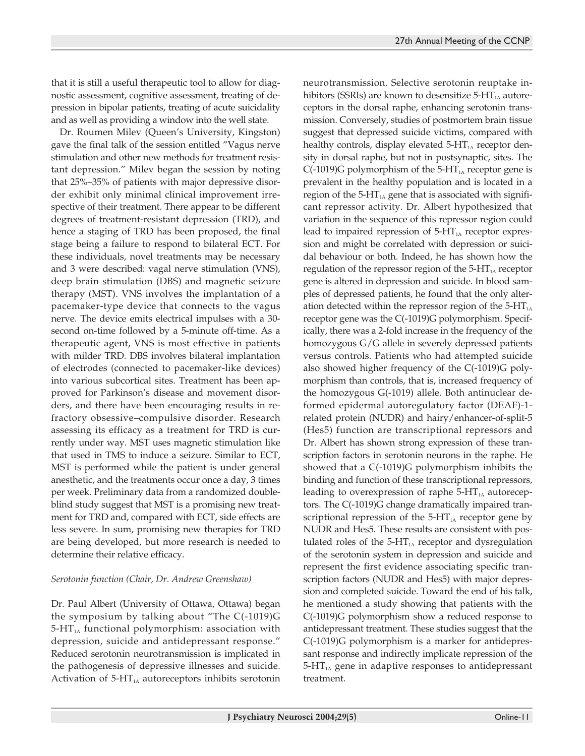that it is still a useful therapeutic tool to allow for diagnostic assessment, cognitive assessment, treating of depression in bipolar patients, treating of acute suicidality and as well as providing a window into the well state.

Dr. Roumen Milev (Queen's University, Kingston) gave the final talk of the session entitled "Vagus nerve stimulation and other new methods for treatment resistant depression." Milev began the session by noting that 25%–35% of patients with major depressive disorder exhibit only minimal clinical improvement irrespective of their treatment. There appear to be different degrees of treatment-resistant depression (TRD), and hence a staging of TRD has been proposed, the final stage being a failure to respond to bilateral ECT. For these individuals, novel treatments may be necessary and 3 were described: vagal nerve stimulation (VNS), deep brain stimulation (DBS) and magnetic seizure therapy (MST). VNS involves the implantation of a pacemaker-type device that connects to the vagus nerve. The device emits electrical impulses with a 30-second on-time followed by a 5-minute off-time. As a therapeutic agent, VNS is most effective in patients with milder TRD. DBS involves bilateral implantation of electrodes (connected to pacemaker-like devices) into various subcortical sites. Treatment has been approved for Parkinson's disease and movement disorders, and there have been encouraging results in refractory obsessive–compulsive disorder. Research assessing its efficacy as a treatment for TRD is currently under way. MST uses magnetic stimulation like that used in TMS to induce a seizure. Similar to ECT, MST is performed while the patient is under general anesthetic, and the treatments occur once a day, 3 times per week. Preliminary data from a randomized double-blind study suggest that MST is a promising new treatment for TRD and, compared with ECT, side effects are less severe. In sum, promising new therapies for TRD are being developed, but more research is needed to determine their relative efficacy.

*Serotonin function (Chair, Dr. Andrew Greenshaw)*

Dr. Paul Albert (University of Ottawa, Ottawa) began the symposium by talking about "The C(-1019)G $5\text{-HT}_{1A}$ functional polymorphism: association with depression, suicide and antidepressant response." Reduced serotonin neurotransmission is implicated in the pathogenesis of depressive illnesses and suicide. Activation of $5\text{-HT}_{1A}$ autoreceptors inhibits serotonin neurotransmission. Selective serotonin reuptake inhibitors (SSRIs) are known to desensitize $5\text{-HT}_{1A}$ autoreceptors in the dorsal raphe, enhancing serotonin transmission. Conversely, studies of postmortem brain tissue suggest that depressed suicide victims, compared with healthy controls, display elevated $5\text{-HT}_{1A}$ receptor density in dorsal raphe, but not in postsynaptic, sites. The C(-1019)G polymorphism of the $5\text{-HT}_{1A}$ receptor gene is prevalent in the healthy population and is located in a region of the $5\text{-HT}_{1A}$ gene that is associated with significant repressor activity. Dr. Albert hypothesized that variation in the sequence of this repressor region could lead to impaired repression of $5\text{-HT}_{1A}$ receptor expression and might be correlated with depression or suicidal behaviour or both. Indeed, he has shown how the regulation of the repressor region of the $5\text{-HT}_{1A}$ receptor gene is altered in depression and suicide. In blood samples of depressed patients, he found that the only alteration detected within the repressor region of the $5\text{-HT}_{1A}$ receptor gene was the C(-1019)G polymorphism. Specifically, there was a 2-fold increase in the frequency of the homozygous G/G allele in severely depressed patients versus controls. Patients who had attempted suicide also showed higher frequency of the C(-1019)G polymorphism than controls, that is, increased frequency of the homozygous G(-1019) allele. Both antinuclear deformed epidermal autoregulatory factor (DEAF)-1-related protein (NUDR) and hairy/enhancer-of-split-5 (Hes5) function are transcriptional repressors and Dr. Albert has shown strong expression of these transcription factors in serotonin neurons in the raphe. He showed that a C(-1019)G polymorphism inhibits the binding and function of these transcriptional repressors, leading to overexpression of raphe $5\text{-HT}_{1A}$ autoreceptors. The C(-1019)G change dramatically impaired transcriptional repression of the $5\text{-HT}_{1A}$ receptor gene by NUDR and Hes5. These results are consistent with postulated roles of the $5\text{-HT}_{1A}$ receptor and dysregulation of the serotonin system in depression and suicide and represent the first evidence associating specific transcription factors (NUDR and Hes5) with major depression and completed suicide. Toward the end of his talk, he mentioned a study showing that patients with the C(-1019)G polymorphism show a reduced response to antidepressant treatment. These studies suggest that the C(-1019)G polymorphism is a marker for antidepressant response and indirectly implicate repression of the $5\text{-HT}_{1A}$ gene in adaptive responses to antidepressant treatment.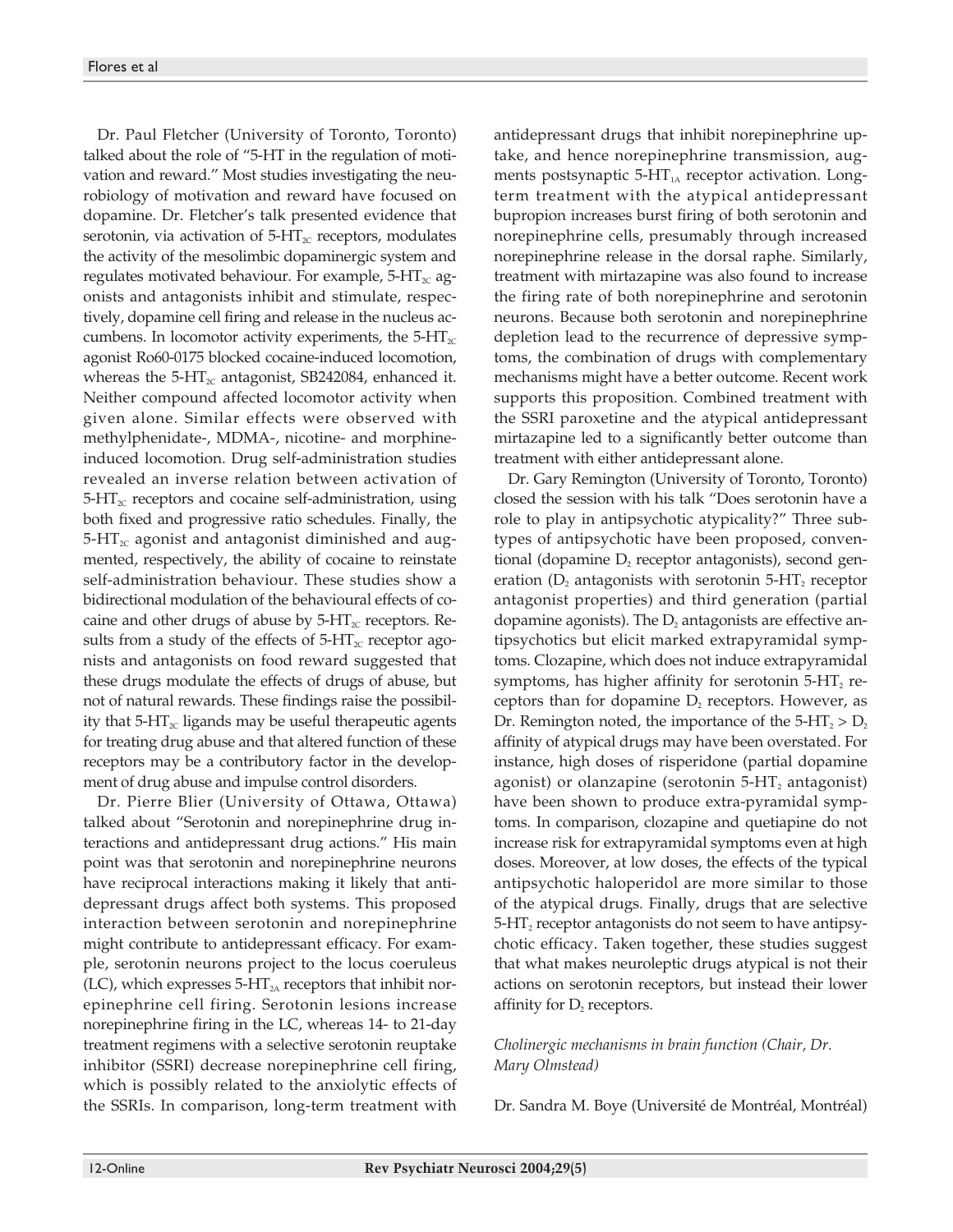Dr. Paul Fletcher (University of Toronto, Toronto) talked about the role of "5-HT in the regulation of motivation and reward." Most studies investigating the neurobiology of motivation and reward have focused on dopamine. Dr. Fletcher's talk presented evidence that serotonin, via activation of 5-$HT_{2C}$ receptors, modulates the activity of the mesolimbic dopaminergic system and regulates motivated behaviour. For example, 5-$HT_{2C}$ agonists and antagonists inhibit and stimulate, respectively, dopamine cell firing and release in the nucleus accumbens. In locomotor activity experiments, the 5-$HT_{2C}$ agonist Ro60-0175 blocked cocaine-induced locomotion, whereas the 5-$HT_{2C}$ antagonist, SB242084, enhanced it. Neither compound affected locomotor activity when given alone. Similar effects were observed with methylphenidate-, MDMA-, nicotine- and morphine-induced locomotion. Drug self-administration studies revealed an inverse relation between activation of 5-$HT_{2C}$ receptors and cocaine self-administration, using both fixed and progressive ratio schedules. Finally, the 5-$HT_{2C}$ agonist and antagonist diminished and augmented, respectively, the ability of cocaine to reinstate self-administration behaviour. These studies show a bidirectional modulation of the behavioural effects of cocaine and other drugs of abuse by 5-$HT_{2C}$ receptors. Results from a study of the effects of 5-$HT_{2C}$ receptor agonists and antagonists on food reward suggested that these drugs modulate the effects of drugs of abuse, but not of natural rewards. These findings raise the possibility that 5-$HT_{2C}$ ligands may be useful therapeutic agents for treating drug abuse and that altered function of these receptors may be a contributory factor in the development of drug abuse and impulse control disorders.

Dr. Pierre Blier (University of Ottawa, Ottawa) talked about "Serotonin and norepinephrine drug interactions and antidepressant drug actions." His main point was that serotonin and norepinephrine neurons have reciprocal interactions making it likely that antidepressant drugs affect both systems. This proposed interaction between serotonin and norepinephrine might contribute to antidepressant efficacy. For example, serotonin neurons project to the locus coeruleus (LC), which expresses 5-$HT_{2A}$ receptors that inhibit norepinephrine cell firing. Serotonin lesions increase norepinephrine firing in the LC, whereas 14- to 21-day treatment regimens with a selective serotonin reuptake inhibitor (SSRI) decrease norepinephrine cell firing, which is possibly related to the anxiolytic effects of the SSRIs. In comparison, long-term treatment with antidepressant drugs that inhibit norepinephrine uptake, and hence norepinephrine transmission, augments postsynaptic 5-$HT_{1A}$ receptor activation. Long-term treatment with the atypical antidepressant bupropion increases burst firing of both serotonin and norepinephrine cells, presumably through increased norepinephrine release in the dorsal raphe. Similarly, treatment with mirtazapine was also found to increase the firing rate of both norepinephrine and serotonin neurons. Because both serotonin and norepinephrine depletion lead to the recurrence of depressive symptoms, the combination of drugs with complementary mechanisms might have a better outcome. Recent work supports this proposition. Combined treatment with the SSRI paroxetine and the atypical antidepressant mirtazapine led to a significantly better outcome than treatment with either antidepressant alone.

Dr. Gary Remington (University of Toronto, Toronto) closed the session with his talk "Does serotonin have a role to play in antipsychotic atypicality?" Three subtypes of antipsychotic have been proposed, conventional (dopamine $D_2$ receptor antagonists), second generation ($D_2$ antagonists with serotonin 5-$HT_2$ receptor antagonist properties) and third generation (partial dopamine agonists). The $D_2$ antagonists are effective antipsychotics but elicit marked extrapyramidal symptoms. Clozapine, which does not induce extrapyramidal symptoms, has higher affinity for serotonin 5-$HT_2$ receptors than for dopamine $D_2$ receptors. However, as Dr. Remington noted, the importance of the 5-$HT_2$ > $D_2$ affinity of atypical drugs may have been overstated. For instance, high doses of risperidone (partial dopamine agonist) or olanzapine (serotonin 5-$HT_2$ antagonist) have been shown to produce extra-pyramidal symptoms. In comparison, clozapine and quetiapine do not increase risk for extrapyramidal symptoms even at high doses. Moreover, at low doses, the effects of the typical antipsychotic haloperidol are more similar to those of the atypical drugs. Finally, drugs that are selective 5-$HT_2$ receptor antagonists do not seem to have antipsychotic efficacy. Taken together, these studies suggest that what makes neuroleptic drugs atypical is not their actions on serotonin receptors, but instead their lower affinity for $D_2$ receptors.

*Cholinergic mechanisms in brain function (Chair, Dr. Mary Olmstead)*

Dr. Sandra M. Boye (Université de Montréal, Montréal)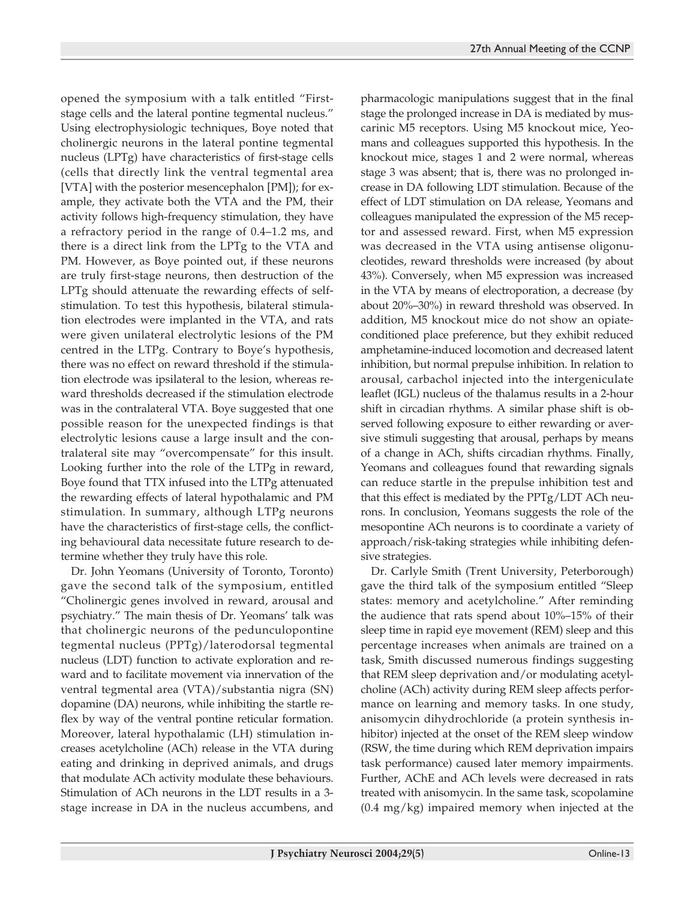opened the symposium with a talk entitled "First-stage cells and the lateral pontine tegmental nucleus." Using electrophysiologic techniques, Boye noted that cholinergic neurons in the lateral pontine tegmental nucleus (LPTg) have characteristics of first-stage cells (cells that directly link the ventral tegmental area [VTA] with the posterior mesencephalon [PM]); for example, they activate both the VTA and the PM, their activity follows high-frequency stimulation, they have a refractory period in the range of 0.4–1.2 ms, and there is a direct link from the LPTg to the VTA and PM. However, as Boye pointed out, if these neurons are truly first-stage neurons, then destruction of the LPTg should attenuate the rewarding effects of self-stimulation. To test this hypothesis, bilateral stimulation electrodes were implanted in the VTA, and rats were given unilateral electrolytic lesions of the PM centred in the LPTg. Contrary to Boye's hypothesis, there was no effect on reward threshold if the stimulation electrode was ipsilateral to the lesion, whereas reward thresholds decreased if the stimulation electrode was in the contralateral VTA. Boye suggested that one possible reason for the unexpected findings is that electrolytic lesions cause a large insult and the contralateral site may "overcompensate" for this insult. Looking further into the role of the LTPg in reward, Boye found that TTX infused into the LTPg attenuated the rewarding effects of lateral hypothalamic and PM stimulation. In summary, although LTPg neurons have the characteristics of first-stage cells, the conflicting behavioural data necessitate future research to determine whether they truly have this role.

Dr. John Yeomans (University of Toronto, Toronto) gave the second talk of the symposium, entitled "Cholinergic genes involved in reward, arousal and psychiatry." The main thesis of Dr. Yeomans' talk was that cholinergic neurons of the pedunculopontine tegmental nucleus (PPTg)/laterodorsal tegmental nucleus (LDT) function to activate exploration and reward and to facilitate movement via innervation of the ventral tegmental area (VTA)/substantia nigra (SN) dopamine (DA) neurons, while inhibiting the startle reflex by way of the ventral pontine reticular formation. Moreover, lateral hypothalamic (LH) stimulation increases acetylcholine (ACh) release in the VTA during eating and drinking in deprived animals, and drugs that modulate ACh activity modulate these behaviours. Stimulation of ACh neurons in the LDT results in a 3-stage increase in DA in the nucleus accumbens, and pharmacologic manipulations suggest that in the final stage the prolonged increase in DA is mediated by muscarinic M5 receptors. Using M5 knockout mice, Yeomans and colleagues supported this hypothesis. In the knockout mice, stages 1 and 2 were normal, whereas stage 3 was absent; that is, there was no prolonged increase in DA following LDT stimulation. Because of the effect of LDT stimulation on DA release, Yeomans and colleagues manipulated the expression of the M5 receptor and assessed reward. First, when M5 expression was decreased in the VTA using antisense oligonucleotides, reward thresholds were increased (by about 43%). Conversely, when M5 expression was increased in the VTA by means of electroporation, a decrease (by about 20%–30%) in reward threshold was observed. In addition, M5 knockout mice do not show an opiate-conditioned place preference, but they exhibit reduced amphetamine-induced locomotion and decreased latent inhibition, but normal prepulse inhibition. In relation to arousal, carbachol injected into the intergeniculate leaflet (IGL) nucleus of the thalamus results in a 2-hour shift in circadian rhythms. A similar phase shift is observed following exposure to either rewarding or aversive stimuli suggesting that arousal, perhaps by means of a change in ACh, shifts circadian rhythms. Finally, Yeomans and colleagues found that rewarding signals can reduce startle in the prepulse inhibition test and that this effect is mediated by the PPTg/LDT ACh neurons. In conclusion, Yeomans suggests the role of the mesopontine ACh neurons is to coordinate a variety of approach/risk-taking strategies while inhibiting defensive strategies.

Dr. Carlyle Smith (Trent University, Peterborough) gave the third talk of the symposium entitled "Sleep states: memory and acetylcholine." After reminding the audience that rats spend about 10%–15% of their sleep time in rapid eye movement (REM) sleep and this percentage increases when animals are trained on a task, Smith discussed numerous findings suggesting that REM sleep deprivation and/or modulating acetylcholine (ACh) activity during REM sleep affects performance on learning and memory tasks. In one study, anisomycin dihydrochloride (a protein synthesis inhibitor) injected at the onset of the REM sleep window (RSW, the time during which REM deprivation impairs task performance) caused later memory impairments. Further, AChE and ACh levels were decreased in rats treated with anisomycin. In the same task, scopolamine (0.4 mg/kg) impaired memory when injected at the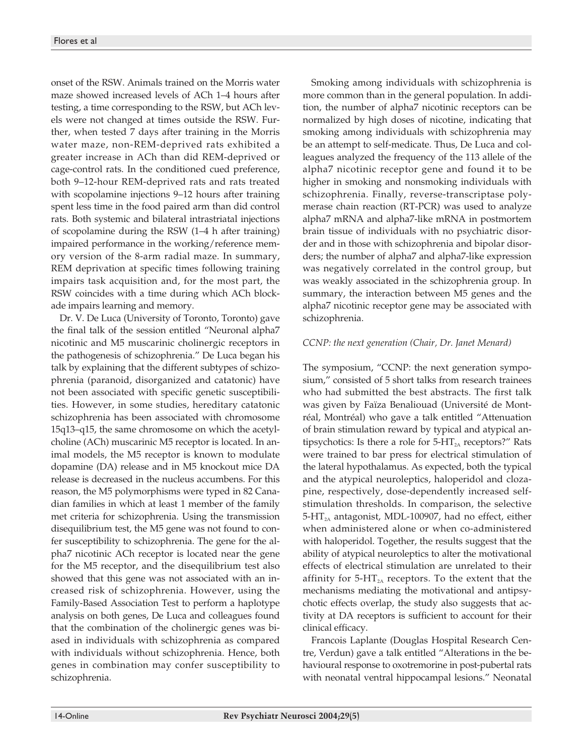onset of the RSW. Animals trained on the Morris water maze showed increased levels of ACh 1–4 hours after testing, a time corresponding to the RSW, but ACh levels were not changed at times outside the RSW. Further, when tested 7 days after training in the Morris water maze, non-REM-deprived rats exhibited a greater increase in ACh than did REM-deprived or cage-control rats. In the conditioned cued preference, both 9–12-hour REM-deprived rats and rats treated with scopolamine injections 9–12 hours after training spent less time in the food paired arm than did control rats. Both systemic and bilateral intrastriatal injections of scopolamine during the RSW (1–4 h after training) impaired performance in the working/reference memory version of the 8-arm radial maze. In summary, REM deprivation at specific times following training impairs task acquisition and, for the most part, the RSW coincides with a time during which ACh blockade impairs learning and memory.

Dr. V. De Luca (University of Toronto, Toronto) gave the final talk of the session entitled "Neuronal alpha7 nicotinic and M5 muscarinic cholinergic receptors in the pathogenesis of schizophrenia." De Luca began his talk by explaining that the different subtypes of schizophrenia (paranoid, disorganized and catatonic) have not been associated with specific genetic susceptibilities. However, in some studies, hereditary catatonic schizophrenia has been associated with chromosome 15q13–q15, the same chromosome on which the acetylcholine (ACh) muscarinic M5 receptor is located. In animal models, the M5 receptor is known to modulate dopamine (DA) release and in M5 knockout mice DA release is decreased in the nucleus accumbens. For this reason, the M5 polymorphisms were typed in 82 Canadian families in which at least 1 member of the family met criteria for schizophrenia. Using the transmission disequilibrium test, the M5 gene was not found to confer susceptibility to schizophrenia. The gene for the alpha7 nicotinic ACh receptor is located near the gene for the M5 receptor, and the disequilibrium test also showed that this gene was not associated with an increased risk of schizophrenia. However, using the Family-Based Association Test to perform a haplotype analysis on both genes, De Luca and colleagues found that the combination of the cholinergic genes was biased in individuals with schizophrenia as compared with individuals without schizophrenia. Hence, both genes in combination may confer susceptibility to schizophrenia.

Smoking among individuals with schizophrenia is more common than in the general population. In addition, the number of alpha7 nicotinic receptors can be normalized by high doses of nicotine, indicating that smoking among individuals with schizophrenia may be an attempt to self-medicate. Thus, De Luca and colleagues analyzed the frequency of the 113 allele of the alpha7 nicotinic receptor gene and found it to be higher in smoking and nonsmoking individuals with schizophrenia. Finally, reverse-transcriptase polymerase chain reaction (RT-PCR) was used to analyze alpha7 mRNA and alpha7-like mRNA in postmortem brain tissue of individuals with no psychiatric disorder and in those with schizophrenia and bipolar disorders; the number of alpha7 and alpha7-like expression was negatively correlated in the control group, but was weakly associated in the schizophrenia group. In summary, the interaction between M5 genes and the alpha7 nicotinic receptor gene may be associated with schizophrenia.

*CCNP: the next generation (Chair, Dr. Janet Menard)*

The symposium, "CCNP: the next generation symposium," consisted of 5 short talks from research trainees who had submitted the best abstracts. The first talk was given by Faïza Benaliouad (Université de Montréal, Montréal) who gave a talk entitled "Attenuation of brain stimulation reward by typical and atypical antipsychotics: Is there a role for $5\text{-HT}_{2A}$ receptors?" Rats were trained to bar press for electrical stimulation of the lateral hypothalamus. As expected, both the typical and the atypical neuroleptics, haloperidol and clozapine, respectively, dose-dependently increased self-stimulation thresholds. In comparison, the selective $5\text{-HT}_{2A}$ antagonist, MDL-100907, had no effect, either when administered alone or when co-administered with haloperidol. Together, the results suggest that the ability of atypical neuroleptics to alter the motivational effects of electrical stimulation are unrelated to their affinity for $5\text{-HT}_{2A}$ receptors. To the extent that the mechanisms mediating the motivational and antipsychotic effects overlap, the study also suggests that activity at DA receptors is sufficient to account for their clinical efficacy.

Francois Laplante (Douglas Hospital Research Centre, Verdun) gave a talk entitled "Alterations in the behavioural response to oxotremorine in post-pubertal rats with neonatal ventral hippocampal lesions." Neonatal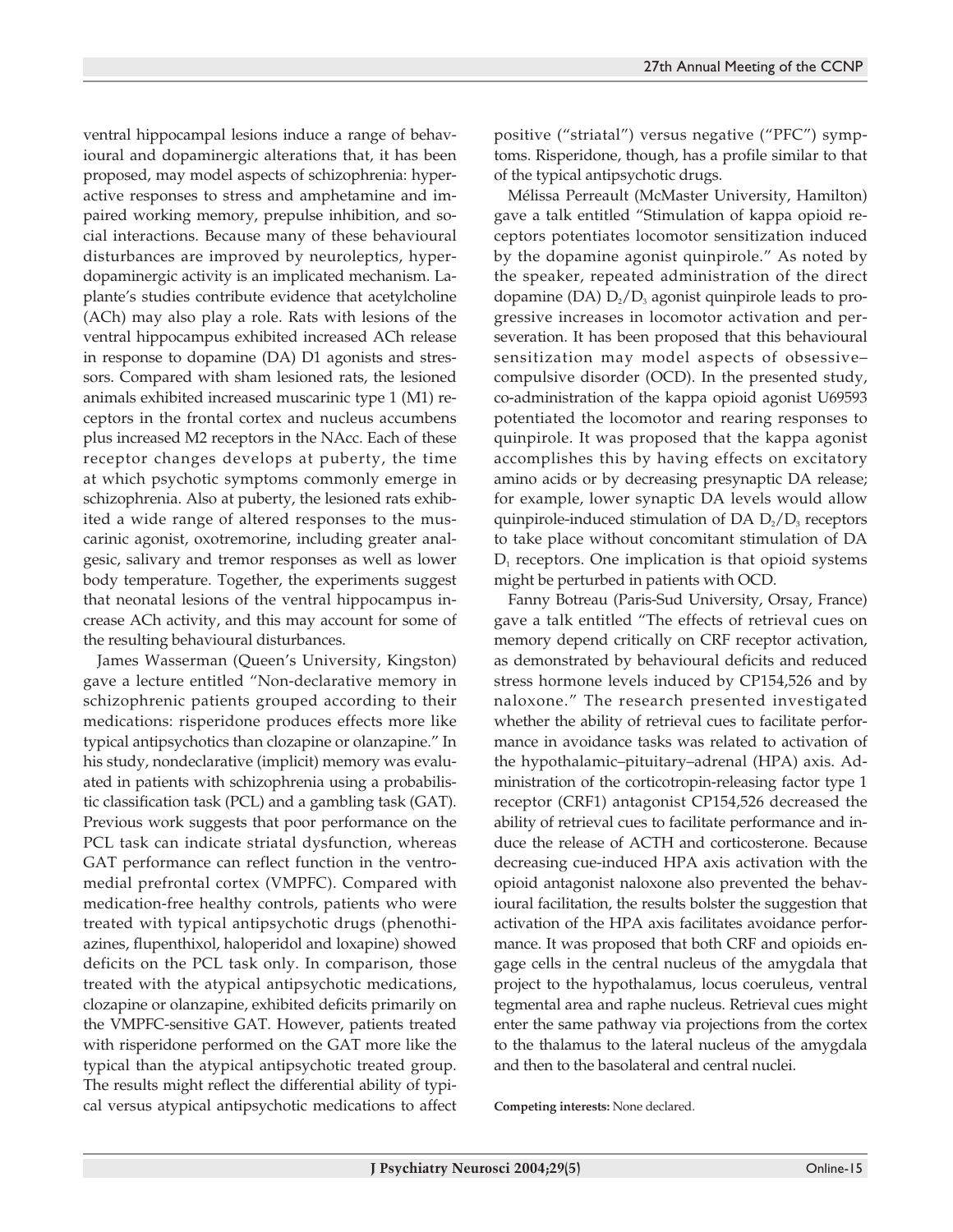ventral hippocampal lesions induce a range of behavioural and dopaminergic alterations that, it has been proposed, may model aspects of schizophrenia: hyperactive responses to stress and amphetamine and impaired working memory, prepulse inhibition, and social interactions. Because many of these behavioural disturbances are improved by neuroleptics, hyperdopaminergic activity is an implicated mechanism. Laplante's studies contribute evidence that acetylcholine (ACh) may also play a role. Rats with lesions of the ventral hippocampus exhibited increased ACh release in response to dopamine (DA) D1 agonists and stressors. Compared with sham lesioned rats, the lesioned animals exhibited increased muscarinic type 1 (M1) receptors in the frontal cortex and nucleus accumbens plus increased M2 receptors in the NAcc. Each of these receptor changes develops at puberty, the time at which psychotic symptoms commonly emerge in schizophrenia. Also at puberty, the lesioned rats exhibited a wide range of altered responses to the muscarinic agonist, oxotremorine, including greater analgesic, salivary and tremor responses as well as lower body temperature. Together, the experiments suggest that neonatal lesions of the ventral hippocampus increase ACh activity, and this may account for some of the resulting behavioural disturbances.

James Wasserman (Queen's University, Kingston) gave a lecture entitled "Non-declarative memory in schizophrenic patients grouped according to their medications: risperidone produces effects more like typical antipsychotics than clozapine or olanzapine." In his study, nondeclarative (implicit) memory was evaluated in patients with schizophrenia using a probabilistic classification task (PCL) and a gambling task (GAT). Previous work suggests that poor performance on the PCL task can indicate striatal dysfunction, whereas GAT performance can reflect function in the ventromedial prefrontal cortex (VMPFC). Compared with medication-free healthy controls, patients who were treated with typical antipsychotic drugs (phenothiazines, flupenthixol, haloperidol and loxapine) showed deficits on the PCL task only. In comparison, those treated with the atypical antipsychotic medications, clozapine or olanzapine, exhibited deficits primarily on the VMPFC-sensitive GAT. However, patients treated with risperidone performed on the GAT more like the typical than the atypical antipsychotic treated group. The results might reflect the differential ability of typical versus atypical antipsychotic medications to affect positive ("striatal") versus negative ("PFC") symptoms. Risperidone, though, has a profile similar to that of the typical antipsychotic drugs.

Mélissa Perreault (McMaster University, Hamilton) gave a talk entitled "Stimulation of kappa opioid receptors potentiates locomotor sensitization induced by the dopamine agonist quinpirole." As noted by the speaker, repeated administration of the direct dopamine (DA) $D_2/D_3$ agonist quinpirole leads to progressive increases in locomotor activation and perseveration. It has been proposed that this behavioural sensitization may model aspects of obsessive–compulsive disorder (OCD). In the presented study, co-administration of the kappa opioid agonist U69593 potentiated the locomotor and rearing responses to quinpirole. It was proposed that the kappa agonist accomplishes this by having effects on excitatory amino acids or by decreasing presynaptic DA release; for example, lower synaptic DA levels would allow quinpirole-induced stimulation of DA $D_2/D_3$ receptors to take place without concomitant stimulation of DA $D_1$ receptors. One implication is that opioid systems might be perturbed in patients with OCD.

Fanny Botreau (Paris-Sud University, Orsay, France) gave a talk entitled "The effects of retrieval cues on memory depend critically on CRF receptor activation, as demonstrated by behavioural deficits and reduced stress hormone levels induced by CP154,526 and by naloxone." The research presented investigated whether the ability of retrieval cues to facilitate performance in avoidance tasks was related to activation of the hypothalamic–pituitary–adrenal (HPA) axis. Administration of the corticotropin-releasing factor type 1 receptor (CRF1) antagonist CP154,526 decreased the ability of retrieval cues to facilitate performance and induce the release of ACTH and corticosterone. Because decreasing cue-induced HPA axis activation with the opioid antagonist naloxone also prevented the behavioural facilitation, the results bolster the suggestion that activation of the HPA axis facilitates avoidance performance. It was proposed that both CRF and opioids engage cells in the central nucleus of the amygdala that project to the hypothalamus, locus coeruleus, ventral tegmental area and raphe nucleus. Retrieval cues might enter the same pathway via projections from the cortex to the thalamus to the lateral nucleus of the amygdala and then to the basolateral and central nuclei.

**Competing interests:** None declared.